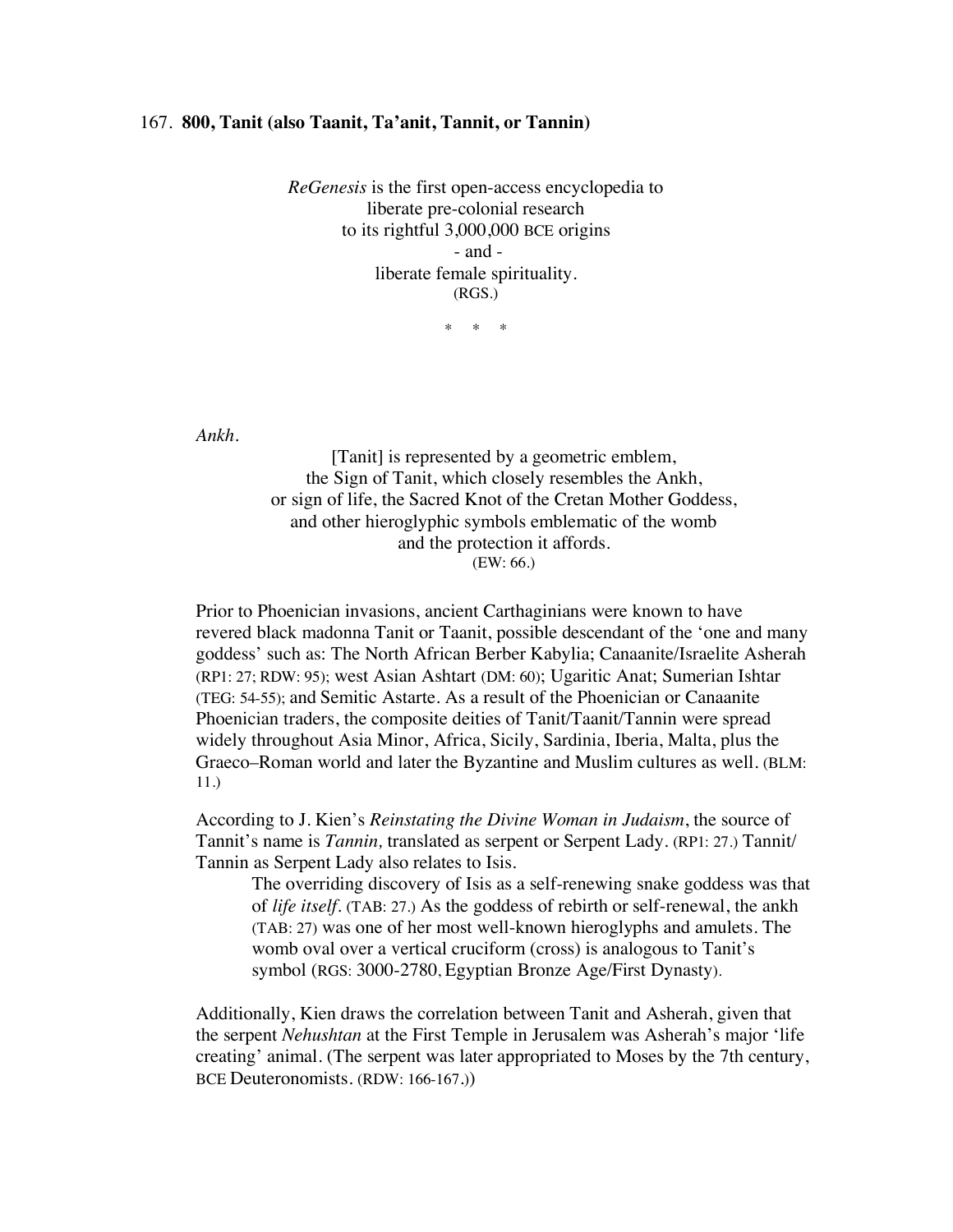167. **800, Tanit (also Taanit, Ta'anit, Tannit, or Tannin)**

*ReGenesis* is the first open-access encyclopedia to
liberate pre-colonial research
to its rightful 3,000,000 BCE origins
- and -
liberate female spirituality.
(RGS.)

\* \* \*

*Ankh.*

[Tanit] is represented by a geometric emblem,
the Sign of Tanit, which closely resembles the Ankh,
or sign of life, the Sacred Knot of the Cretan Mother Goddess,
and other hieroglyphic symbols emblematic of the womb
and the protection it affords.
(EW: 66.)

Prior to Phoenician invasions, ancient Carthaginians were known to have revered black madonna Tanit or Taanit, possible descendant of the 'one and many goddess' such as: The North African Berber Kabylia; Canaanite/Israelite Asherah (RP1: 27; RDW: 95); west Asian Ashtart (DM: 60); Ugaritic Anat; Sumerian Ishtar (TEG: 54-55); and Semitic Astarte. As a result of the Phoenician or Canaanite Phoenician traders, the composite deities of Tanit/Taanit/Tannin were spread widely throughout Asia Minor, Africa, Sicily, Sardinia, Iberia, Malta, plus the Graeco–Roman world and later the Byzantine and Muslim cultures as well. (BLM: 11.)

According to J. Kien's *Reinstating the Divine Woman in Judaism*, the source of Tannit's name is *Tannin,* translated as serpent or Serpent Lady. (RP1: 27.) Tannit/ Tannin as Serpent Lady also relates to Isis.

> The overriding discovery of Isis as a self-renewing snake goddess was that of *life itself*. (TAB: 27.) As the goddess of rebirth or self-renewal, the ankh (TAB: 27) was one of her most well-known hieroglyphs and amulets. The womb oval over a vertical cruciform (cross) is analogous to Tanit's symbol (RGS: 3000-2780, Egyptian Bronze Age/First Dynasty).

Additionally, Kien draws the correlation between Tanit and Asherah, given that the serpent *Nehushtan* at the First Temple in Jerusalem was Asherah's major 'life creating' animal. (The serpent was later appropriated to Moses by the 7th century, BCE Deuteronomists. (RDW: 166-167.))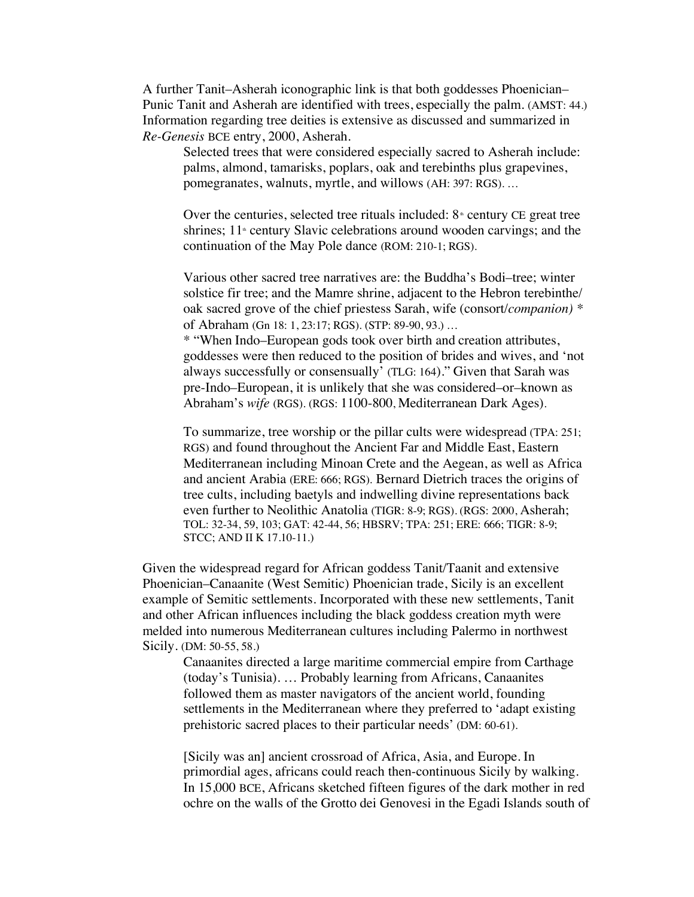A further Tanit–Asherah iconographic link is that both goddesses Phoenician–Punic Tanit and Asherah are identified with trees, especially the palm. (AMST: 44.) Information regarding tree deities is extensive as discussed and summarized in *Re-Genesis* BCE entry, 2000, Asherah.

> Selected trees that were considered especially sacred to Asherah include: palms, almond, tamarisks, poplars, oak and terebinths plus grapevines, pomegranates, walnuts, myrtle, and willows (AH: 397: RGS). …
>
> Over the centuries, selected tree rituals included: 8th century CE great tree shrines; 11th century Slavic celebrations around wooden carvings; and the continuation of the May Pole dance (ROM: 210-1; RGS).
>
> Various other sacred tree narratives are: the Buddha's Bodi–tree; winter solstice fir tree; and the Mamre shrine, adjacent to the Hebron terebinthe/ oak sacred grove of the chief priestess Sarah, wife (consort/*companion)* * of Abraham (Gn 18: 1, 23:17; RGS). (STP: 89-90, 93.) …
> * "When Indo–European gods took over birth and creation attributes, goddesses were then reduced to the position of brides and wives, and 'not always successfully or consensually' (TLG: 164)." Given that Sarah was pre-Indo–European, it is unlikely that she was considered–or–known as Abraham's *wife* (RGS). (RGS: 1100-800, Mediterranean Dark Ages).
>
> To summarize, tree worship or the pillar cults were widespread (TPA: 251; RGS) and found throughout the Ancient Far and Middle East, Eastern Mediterranean including Minoan Crete and the Aegean, as well as Africa and ancient Arabia (ERE: 666; RGS). Bernard Dietrich traces the origins of tree cults, including baetyls and indwelling divine representations back even further to Neolithic Anatolia (TIGR: 8-9; RGS). (RGS: 2000, Asherah; TOL: 32-34, 59, 103; GAT: 42-44, 56; HBSRV; TPA: 251; ERE: 666; TIGR: 8-9; STCC; AND II K 17.10-11.)

Given the widespread regard for African goddess Tanit/Taanit and extensive Phoenician–Canaanite (West Semitic) Phoenician trade, Sicily is an excellent example of Semitic settlements. Incorporated with these new settlements, Tanit and other African influences including the black goddess creation myth were melded into numerous Mediterranean cultures including Palermo in northwest Sicily. (DM: 50-55, 58.)

> Canaanites directed a large maritime commercial empire from Carthage (today's Tunisia). … Probably learning from Africans, Canaanites followed them as master navigators of the ancient world, founding settlements in the Mediterranean where they preferred to 'adapt existing prehistoric sacred places to their particular needs' (DM: 60-61).
>
> [Sicily was an] ancient crossroad of Africa, Asia, and Europe. In primordial ages, africans could reach then-continuous Sicily by walking. In 15,000 BCE, Africans sketched fifteen figures of the dark mother in red ochre on the walls of the Grotto dei Genovesi in the Egadi Islands south of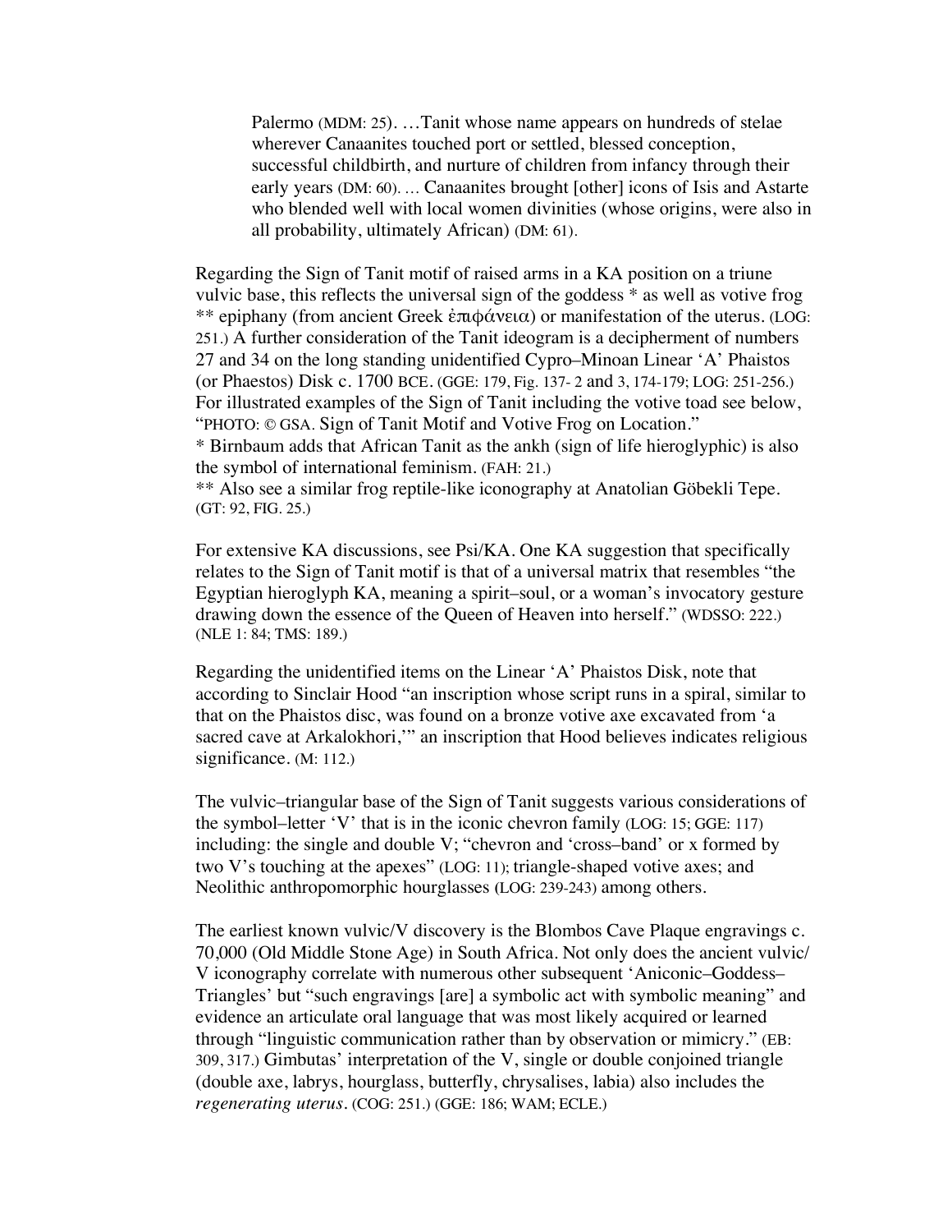> Palermo (MDM: 25). …Tanit whose name appears on hundreds of stelae wherever Canaanites touched port or settled, blessed conception, successful childbirth, and nurture of children from infancy through their early years (DM: 60). … Canaanites brought [other] icons of Isis and Astarte who blended well with local women divinities (whose origins, were also in all probability, ultimately African) (DM: 61).

Regarding the Sign of Tanit motif of raised arms in a KA position on a triune vulvic base, this reflects the universal sign of the goddess * as well as votive frog ** epiphany (from ancient Greek ἐπιφάνεια) or manifestation of the uterus. (LOG: 251.) A further consideration of the Tanit ideogram is a decipherment of numbers 27 and 34 on the long standing unidentified Cypro–Minoan Linear 'A' Phaistos (or Phaestos) Disk c. 1700 BCE. (GGE: 179, Fig. 137- 2 and 3, 174-179; LOG: 251-256.) For illustrated examples of the Sign of Tanit including the votive toad see below, "PHOTO: © GSA. Sign of Tanit Motif and Votive Frog on Location."
* Birnbaum adds that African Tanit as the ankh (sign of life hieroglyphic) is also the symbol of international feminism. (FAH: 21.)
** Also see a similar frog reptile-like iconography at Anatolian Göbekli Tepe. (GT: 92, FIG. 25.)

For extensive KA discussions, see Psi/KA. One KA suggestion that specifically relates to the Sign of Tanit motif is that of a universal matrix that resembles "the Egyptian hieroglyph KA, meaning a spirit–soul, or a woman's invocatory gesture drawing down the essence of the Queen of Heaven into herself." (WDSSO: 222.) (NLE 1: 84; TMS: 189.)

Regarding the unidentified items on the Linear 'A' Phaistos Disk, note that according to Sinclair Hood "an inscription whose script runs in a spiral, similar to that on the Phaistos disc, was found on a bronze votive axe excavated from 'a sacred cave at Arkalokhori,'" an inscription that Hood believes indicates religious significance. (M: 112.)

The vulvic–triangular base of the Sign of Tanit suggests various considerations of the symbol–letter 'V' that is in the iconic chevron family (LOG: 15; GGE: 117) including: the single and double V; "chevron and 'cross–band' or x formed by two V's touching at the apexes" (LOG: 11); triangle-shaped votive axes; and Neolithic anthropomorphic hourglasses (LOG: 239-243) among others.

The earliest known vulvic/V discovery is the Blombos Cave Plaque engravings c. 70,000 (Old Middle Stone Age) in South Africa. Not only does the ancient vulvic/ V iconography correlate with numerous other subsequent 'Aniconic–Goddess–Triangles' but "such engravings [are] a symbolic act with symbolic meaning" and evidence an articulate oral language that was most likely acquired or learned through "linguistic communication rather than by observation or mimicry." (EB: 309, 317.) Gimbutas' interpretation of the V, single or double conjoined triangle (double axe, labrys, hourglass, butterfly, chrysalises, labia) also includes the *regenerating uterus*. (COG: 251.) (GGE: 186; WAM; ECLE.)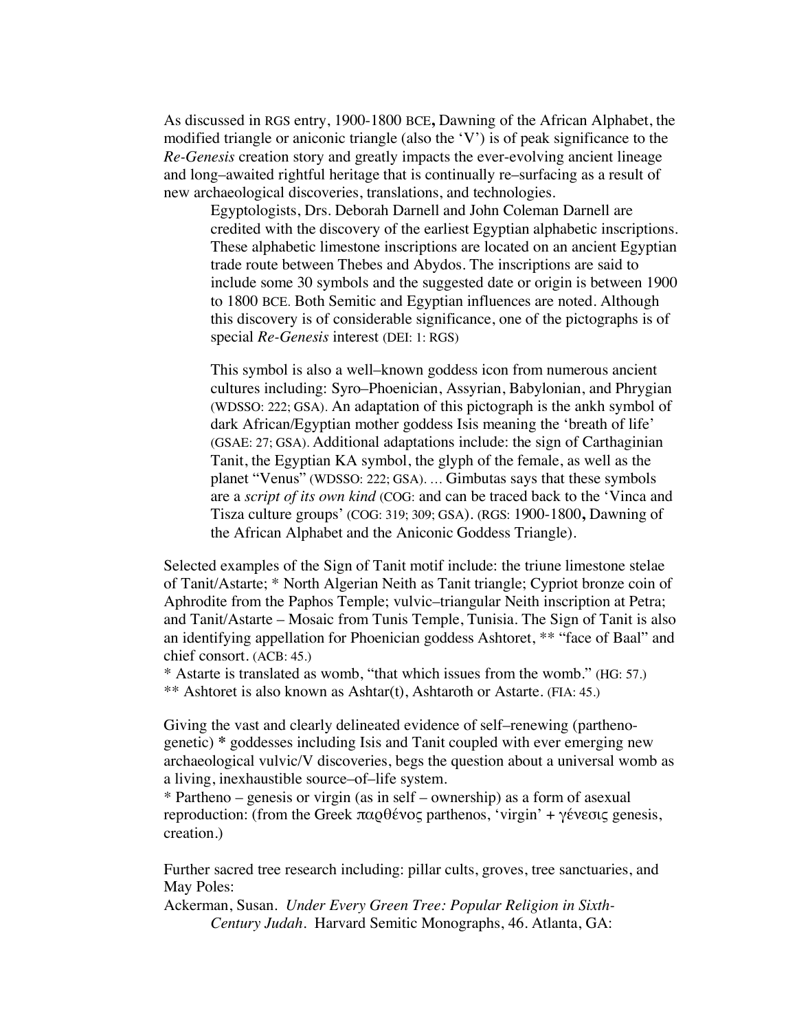As discussed in RGS entry, 1900-1800 BCE**,** Dawning of the African Alphabet, the modified triangle or aniconic triangle (also the 'V') is of peak significance to the *Re-Genesis* creation story and greatly impacts the ever-evolving ancient lineage and long–awaited rightful heritage that is continually re–surfacing as a result of new archaeological discoveries, translations, and technologies.

> Egyptologists, Drs. Deborah Darnell and John Coleman Darnell are credited with the discovery of the earliest Egyptian alphabetic inscriptions. These alphabetic limestone inscriptions are located on an ancient Egyptian trade route between Thebes and Abydos. The inscriptions are said to include some 30 symbols and the suggested date or origin is between 1900 to 1800 BCE. Both Semitic and Egyptian influences are noted. Although this discovery is of considerable significance, one of the pictographs is of special *Re-Genesis* interest (DEI: 1: RGS)
>
> This symbol is also a well–known goddess icon from numerous ancient cultures including: Syro–Phoenician, Assyrian, Babylonian, and Phrygian (WDSSO: 222; GSA). An adaptation of this pictograph is the ankh symbol of dark African/Egyptian mother goddess Isis meaning the 'breath of life' (GSAE: 27; GSA). Additional adaptations include: the sign of Carthaginian Tanit, the Egyptian KA symbol, the glyph of the female, as well as the planet "Venus" (WDSSO: 222; GSA). … Gimbutas says that these symbols are a *script of its own kind* (COG: and can be traced back to the 'Vinca and Tisza culture groups' (COG: 319; 309; GSA). (RGS: 1900-1800**,** Dawning of the African Alphabet and the Aniconic Goddess Triangle).

Selected examples of the Sign of Tanit motif include: the triune limestone stelae of Tanit/Astarte; * North Algerian Neith as Tanit triangle; Cypriot bronze coin of Aphrodite from the Paphos Temple; vulvic–triangular Neith inscription at Petra; and Tanit/Astarte – Mosaic from Tunis Temple, Tunisia. The Sign of Tanit is also an identifying appellation for Phoenician goddess Ashtoret, ** "face of Baal" and chief consort. (ACB: 45.)

* Astarte is translated as womb, "that which issues from the womb." (HG: 57.)

** Ashtoret is also known as Ashtar(t), Ashtaroth or Astarte. (FIA: 45.)

Giving the vast and clearly delineated evidence of self–renewing (partheno-genetic) **\*** goddesses including Isis and Tanit coupled with ever emerging new archaeological vulvic/V discoveries, begs the question about a universal womb as a living, inexhaustible source–of–life system.

* Partheno – genesis or virgin (as in self – ownership) as a form of asexual reproduction: (from the Greek παρθένος parthenos, 'virgin' + γένεσις genesis, creation.)

Further sacred tree research including: pillar cults, groves, tree sanctuaries, and May Poles:

Ackerman, Susan. *Under Every Green Tree: Popular Religion in Sixth-Century Judah*. Harvard Semitic Monographs, 46. Atlanta, GA: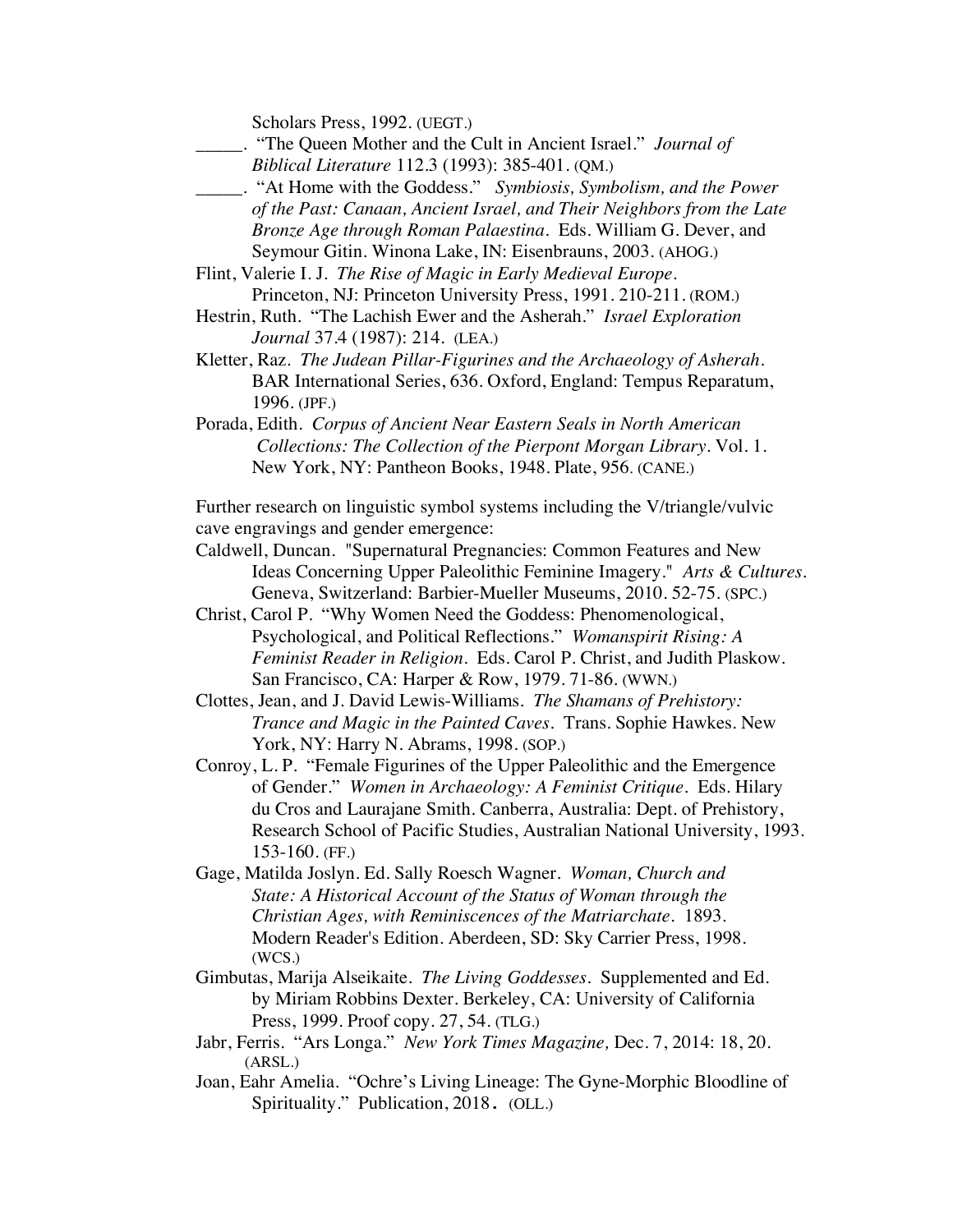Scholars Press, 1992. (UEGT.)

_____. "The Queen Mother and the Cult in Ancient Israel." *Journal of Biblical Literature* 112.3 (1993): 385-401. (QM.)

_____. "At Home with the Goddess." *Symbiosis, Symbolism, and the Power of the Past: Canaan, Ancient Israel, and Their Neighbors from the Late Bronze Age through Roman Palaestina*. Eds. William G. Dever, and Seymour Gitin. Winona Lake, IN: Eisenbrauns, 2003. (AHOG.)

Flint, Valerie I. J. *The Rise of Magic in Early Medieval Europe*. Princeton, NJ: Princeton University Press, 1991. 210-211. (ROM.)

Hestrin, Ruth. "The Lachish Ewer and the Asherah." *Israel Exploration Journal* 37.4 (1987): 214. (LEA.)

Kletter, Raz. *The Judean Pillar-Figurines and the Archaeology of Asherah*. BAR International Series, 636. Oxford, England: Tempus Reparatum, 1996. (JPF.)

Porada, Edith. *Corpus of Ancient Near Eastern Seals in North American Collections: The Collection of the Pierpont Morgan Library*. Vol. 1. New York, NY: Pantheon Books, 1948. Plate, 956. (CANE.)

Further research on linguistic symbol systems including the V/triangle/vulvic cave engravings and gender emergence:

Caldwell, Duncan. "Supernatural Pregnancies: Common Features and New Ideas Concerning Upper Paleolithic Feminine Imagery." *Arts & Cultures*. Geneva, Switzerland: Barbier-Mueller Museums, 2010. 52-75. (SPC.)

Christ, Carol P. "Why Women Need the Goddess: Phenomenological, Psychological, and Political Reflections." *Womanspirit Rising: A Feminist Reader in Religion*. Eds. Carol P. Christ, and Judith Plaskow. San Francisco, CA: Harper & Row, 1979. 71-86. (WWN.)

Clottes, Jean, and J. David Lewis-Williams. *The Shamans of Prehistory: Trance and Magic in the Painted Caves*. Trans. Sophie Hawkes. New York, NY: Harry N. Abrams, 1998. (SOP.)

Conroy, L. P. "Female Figurines of the Upper Paleolithic and the Emergence of Gender." *Women in Archaeology: A Feminist Critique*. Eds. Hilary du Cros and Laurajane Smith. Canberra, Australia: Dept. of Prehistory, Research School of Pacific Studies, Australian National University, 1993. 153-160. (FF.)

Gage, Matilda Joslyn. Ed. Sally Roesch Wagner. *Woman, Church and State: A Historical Account of the Status of Woman through the Christian Ages, with Reminiscences of the Matriarchate*. 1893. Modern Reader's Edition. Aberdeen, SD: Sky Carrier Press, 1998. (WCS.)

Gimbutas, Marija Alseikaite. *The Living Goddesses*. Supplemented and Ed. by Miriam Robbins Dexter. Berkeley, CA: University of California Press, 1999. Proof copy. 27, 54. (TLG.)

Jabr, Ferris. "Ars Longa." *New York Times Magazine,* Dec. 7, 2014: 18, 20. (ARSL.)

Joan, Eahr Amelia. "Ochre's Living Lineage: The Gyne-Morphic Bloodline of Spirituality." Publication, 2018. (OLL.)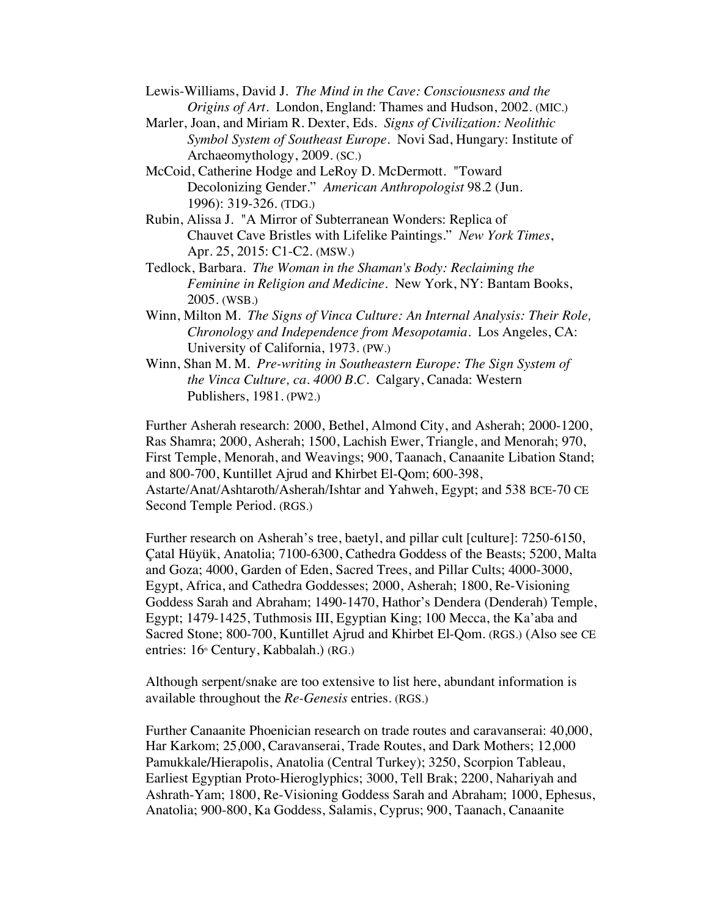Lewis-Williams, David J. *The Mind in the Cave: Consciousness and the Origins of Art*. London, England: Thames and Hudson, 2002. (MIC.)

Marler, Joan, and Miriam R. Dexter, Eds. *Signs of Civilization: Neolithic Symbol System of Southeast Europe*. Novi Sad, Hungary: Institute of Archaeomythology, 2009. (SC.)

McCoid, Catherine Hodge and LeRoy D. McDermott. "Toward Decolonizing Gender." *American Anthropologist* 98.2 (Jun. 1996): 319-326. (TDG.)

Rubin, Alissa J. "A Mirror of Subterranean Wonders: Replica of Chauvet Cave Bristles with Lifelike Paintings." *New York Times*, Apr. 25, 2015: C1-C2. (MSW.)

Tedlock, Barbara. *The Woman in the Shaman's Body: Reclaiming the Feminine in Religion and Medicine*. New York, NY: Bantam Books, 2005. (WSB.)

Winn, Milton M. *The Signs of Vinca Culture: An Internal Analysis: Their Role, Chronology and Independence from Mesopotamia*. Los Angeles, CA: University of California, 1973. (PW.)

Winn, Shan M. M. *Pre-writing in Southeastern Europe: The Sign System of the Vinca Culture, ca. 4000 B.C*. Calgary, Canada: Western Publishers, 1981. (PW2.)

Further Asherah research: 2000, Bethel, Almond City, and Asherah; 2000-1200, Ras Shamra; 2000, Asherah; 1500, Lachish Ewer, Triangle, and Menorah; 970, First Temple, Menorah, and Weavings; 900, Taanach, Canaanite Libation Stand; and 800-700, Kuntillet Ajrud and Khirbet El-Qom; 600-398, Astarte/Anat/Ashtaroth/Asherah/Ishtar and Yahweh, Egypt; and 538 BCE-70 CE Second Temple Period. (RGS.)

Further research on Asherah's tree, baetyl, and pillar cult [culture]: 7250-6150, Çatal Hüyük, Anatolia; 7100-6300, Cathedra Goddess of the Beasts; 5200, Malta and Goza; 4000, Garden of Eden, Sacred Trees, and Pillar Cults; 4000-3000, Egypt, Africa, and Cathedra Goddesses; 2000, Asherah; 1800, Re-Visioning Goddess Sarah and Abraham; 1490-1470, Hathor's Dendera (Denderah) Temple, Egypt; 1479-1425, Tuthmosis III, Egyptian King; 100 Mecca, the Ka'aba and Sacred Stone; 800-700, Kuntillet Ajrud and Khirbet El-Qom. (RGS.) (Also see CE entries: 16th Century, Kabbalah.) (RG.)

Although serpent/snake are too extensive to list here, abundant information is available throughout the *Re-Genesis* entries. (RGS.)

Further Canaanite Phoenician research on trade routes and caravanserai: 40,000, Har Karkom; 25,000, Caravanserai, Trade Routes, and Dark Mothers; 12,000 Pamukkale/Hierapolis, Anatolia (Central Turkey); 3250, Scorpion Tableau, Earliest Egyptian Proto-Hieroglyphics; 3000, Tell Brak; 2200, Nahariyah and Ashrath-Yam; 1800, Re-Visioning Goddess Sarah and Abraham; 1000, Ephesus, Anatolia; 900-800, Ka Goddess, Salamis, Cyprus; 900, Taanach, Canaanite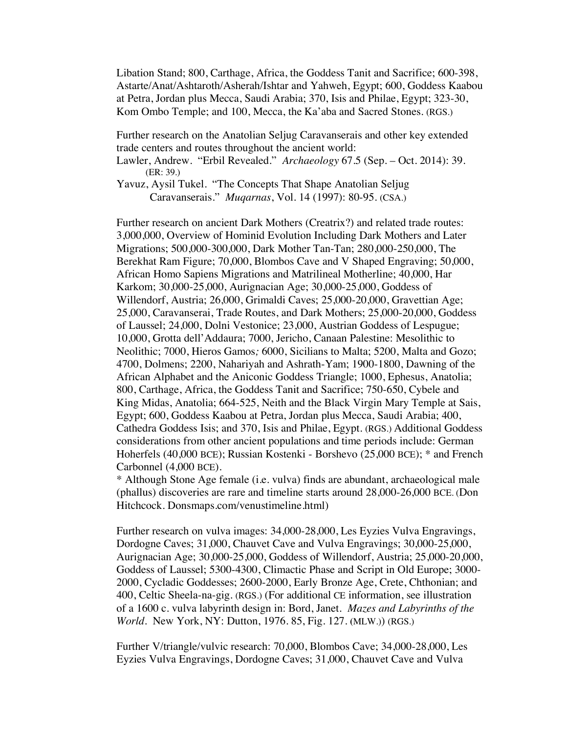Libation Stand; 800, Carthage, Africa, the Goddess Tanit and Sacrifice; 600-398, Astarte/Anat/Ashtaroth/Asherah/Ishtar and Yahweh, Egypt; 600, Goddess Kaabou at Petra, Jordan plus Mecca, Saudi Arabia; 370, Isis and Philae, Egypt; 323-30, Kom Ombo Temple; and 100, Mecca, the Ka'aba and Sacred Stones. (RGS.)

Further research on the Anatolian Seljug Caravanserais and other key extended trade centers and routes throughout the ancient world:

Lawler, Andrew. "Erbil Revealed." *Archaeology* 67.5 (Sep. – Oct. 2014): 39. (ER: 39.)

Yavuz, Aysil Tukel. "The Concepts That Shape Anatolian Seljug Caravanserais." *Muqarnas*, Vol. 14 (1997): 80-95. (CSA.)

Further research on ancient Dark Mothers (Creatrix?) and related trade routes: 3,000,000, Overview of Hominid Evolution Including Dark Mothers and Later Migrations; 500,000-300,000, Dark Mother Tan-Tan; 280,000-250,000, The Berekhat Ram Figure; 70,000, Blombos Cave and V Shaped Engraving; 50,000, African Homo Sapiens Migrations and Matrilineal Motherline; 40,000, Har Karkom; 30,000-25,000, Aurignacian Age; 30,000-25,000, Goddess of Willendorf, Austria; 26,000, Grimaldi Caves; 25,000-20,000, Gravettian Age; 25,000, Caravanserai, Trade Routes, and Dark Mothers; 25,000-20,000, Goddess of Laussel; 24,000, Dolni Vestonice; 23,000, Austrian Goddess of Lespugue; 10,000, Grotta dell'Addaura; 7000, Jericho, Canaan Palestine: Mesolithic to Neolithic; 7000, Hieros Gamos*;* 6000, Sicilians to Malta; 5200, Malta and Gozo; 4700, Dolmens; 2200, Nahariyah and Ashrath-Yam; 1900-1800, Dawning of the African Alphabet and the Aniconic Goddess Triangle; 1000, Ephesus, Anatolia; 800, Carthage, Africa, the Goddess Tanit and Sacrifice; 750-650, Cybele and King Midas, Anatolia; 664-525, Neith and the Black Virgin Mary Temple at Sais, Egypt; 600, Goddess Kaabou at Petra, Jordan plus Mecca, Saudi Arabia; 400, Cathedra Goddess Isis; and 370, Isis and Philae, Egypt. (RGS.) Additional Goddess considerations from other ancient populations and time periods include: German Hoherfels (40,000 BCE); Russian Kostenki - Borshevo (25,000 BCE); * and French Carbonnel (4,000 BCE).

* Although Stone Age female (i.e. vulva) finds are abundant, archaeological male (phallus) discoveries are rare and timeline starts around 28,000-26,000 BCE. (Don Hitchcock. Donsmaps.com/venustimeline.html)

Further research on vulva images: 34,000-28,000, Les Eyzies Vulva Engravings, Dordogne Caves; 31,000, Chauvet Cave and Vulva Engravings; 30,000-25,000, Aurignacian Age; 30,000-25,000, Goddess of Willendorf, Austria; 25,000-20,000, Goddess of Laussel; 5300-4300, Climactic Phase and Script in Old Europe; 3000-2000, Cycladic Goddesses; 2600-2000, Early Bronze Age, Crete, Chthonian; and 400, Celtic Sheela-na-gig. (RGS.) (For additional CE information, see illustration of a 1600 c. vulva labyrinth design in: Bord, Janet. *Mazes and Labyrinths of the World*. New York, NY: Dutton, 1976. 85, Fig. 127. (MLW.)) (RGS.)

Further V/triangle/vulvic research: 70,000, Blombos Cave; 34,000-28,000, Les Eyzies Vulva Engravings, Dordogne Caves; 31,000, Chauvet Cave and Vulva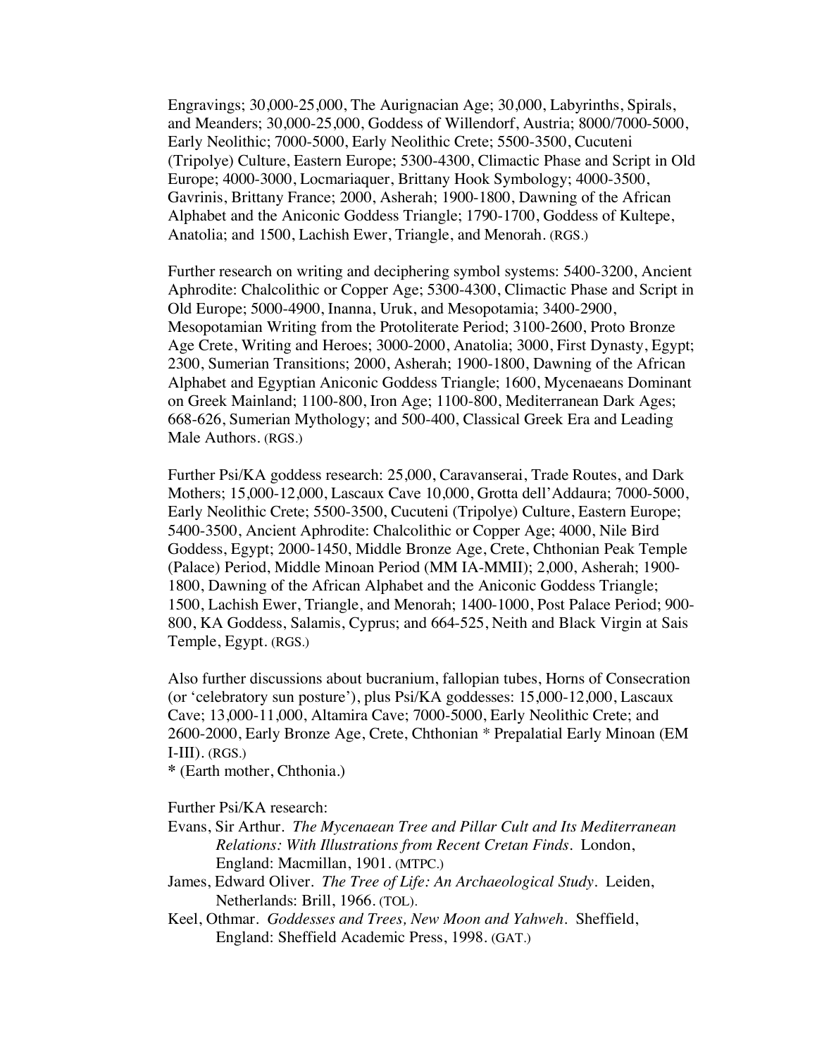Engravings; 30,000-25,000, The Aurignacian Age; 30,000, Labyrinths, Spirals, and Meanders; 30,000-25,000, Goddess of Willendorf, Austria; 8000/7000-5000, Early Neolithic; 7000-5000, Early Neolithic Crete; 5500-3500, Cucuteni (Tripolye) Culture, Eastern Europe; 5300-4300, Climactic Phase and Script in Old Europe; 4000-3000, Locmariaquer, Brittany Hook Symbology; 4000-3500, Gavrinis, Brittany France; 2000, Asherah; 1900-1800, Dawning of the African Alphabet and the Aniconic Goddess Triangle; 1790-1700, Goddess of Kultepe, Anatolia; and 1500, Lachish Ewer, Triangle, and Menorah. (RGS.)

Further research on writing and deciphering symbol systems: 5400-3200, Ancient Aphrodite: Chalcolithic or Copper Age; 5300-4300, Climactic Phase and Script in Old Europe; 5000-4900, Inanna, Uruk, and Mesopotamia; 3400-2900, Mesopotamian Writing from the Protoliterate Period; 3100-2600, Proto Bronze Age Crete, Writing and Heroes; 3000-2000, Anatolia; 3000, First Dynasty, Egypt; 2300, Sumerian Transitions; 2000, Asherah; 1900-1800, Dawning of the African Alphabet and Egyptian Aniconic Goddess Triangle; 1600, Mycenaeans Dominant on Greek Mainland; 1100-800, Iron Age; 1100-800, Mediterranean Dark Ages; 668-626, Sumerian Mythology; and 500-400, Classical Greek Era and Leading Male Authors. (RGS.)

Further Psi/KA goddess research: 25,000, Caravanserai, Trade Routes, and Dark Mothers; 15,000-12,000, Lascaux Cave 10,000, Grotta dell'Addaura; 7000-5000, Early Neolithic Crete; 5500-3500, Cucuteni (Tripolye) Culture, Eastern Europe; 5400-3500, Ancient Aphrodite: Chalcolithic or Copper Age; 4000, Nile Bird Goddess, Egypt; 2000-1450, Middle Bronze Age, Crete, Chthonian Peak Temple (Palace) Period, Middle Minoan Period (MM IA-MMII); 2,000, Asherah; 1900-1800, Dawning of the African Alphabet and the Aniconic Goddess Triangle; 1500, Lachish Ewer, Triangle, and Menorah; 1400-1000, Post Palace Period; 900-800, KA Goddess, Salamis, Cyprus; and 664-525, Neith and Black Virgin at Sais Temple, Egypt. (RGS.)

Also further discussions about bucranium, fallopian tubes, Horns of Consecration (or 'celebratory sun posture'), plus Psi/KA goddesses: 15,000-12,000, Lascaux Cave; 13,000-11,000, Altamira Cave; 7000-5000, Early Neolithic Crete; and 2600-2000, Early Bronze Age, Crete, Chthonian * Prepalatial Early Minoan (EM I-III). (RGS.)
**\*** (Earth mother, Chthonia.)

Further Psi/KA research:

Evans, Sir Arthur. *The Mycenaean Tree and Pillar Cult and Its Mediterranean Relations: With Illustrations from Recent Cretan Finds*. London, England: Macmillan, 1901. (MTPC.)

James, Edward Oliver. *The Tree of Life: An Archaeological Study*. Leiden, Netherlands: Brill, 1966. (TOL).

Keel, Othmar. *Goddesses and Trees, New Moon and Yahweh*. Sheffield, England: Sheffield Academic Press, 1998. (GAT.)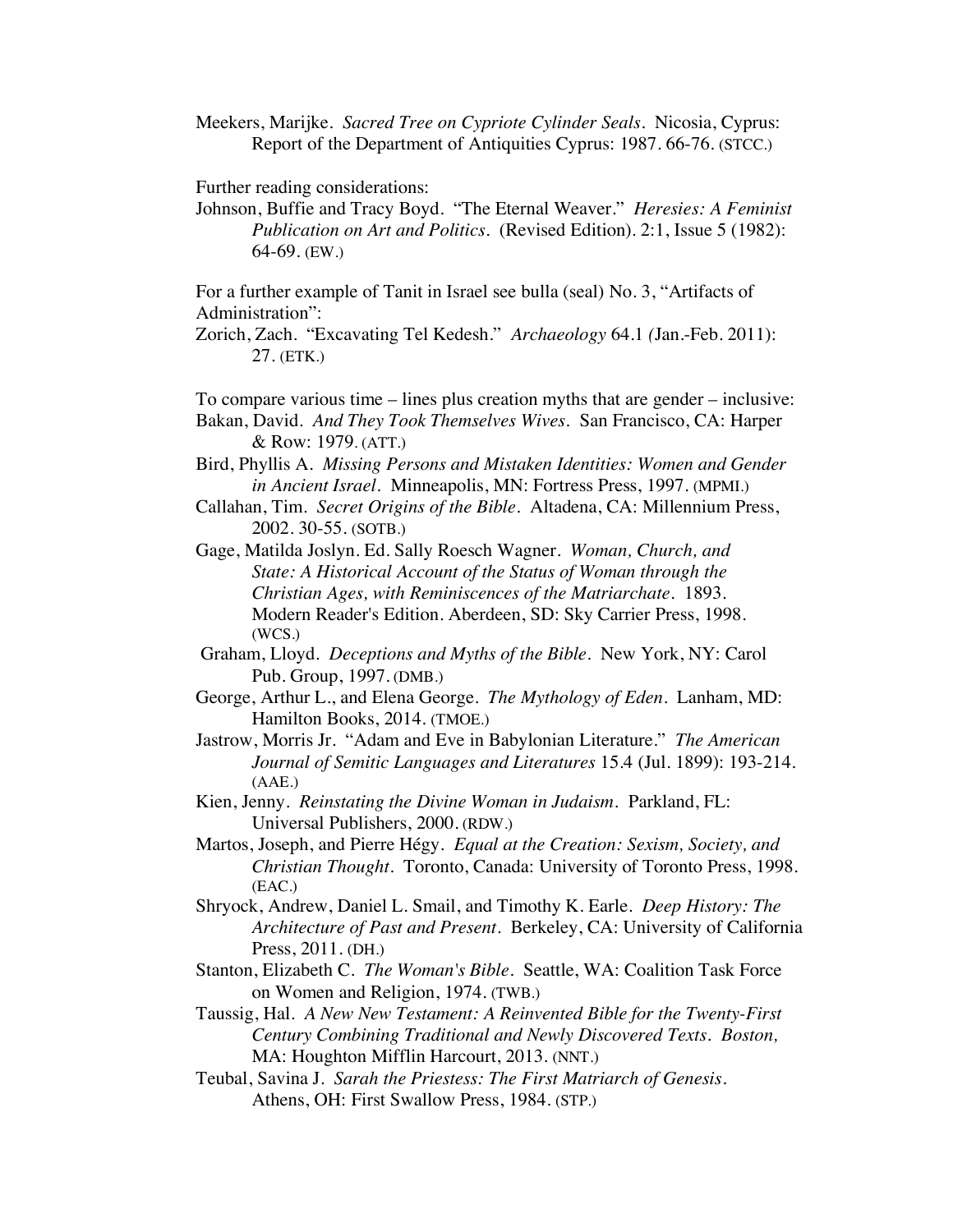Meekers, Marijke. *Sacred Tree on Cypriote Cylinder Seals*. Nicosia, Cyprus: Report of the Department of Antiquities Cyprus: 1987. 66-76. (STCC.)

Further reading considerations:

Johnson, Buffie and Tracy Boyd. "The Eternal Weaver." *Heresies: A Feminist Publication on Art and Politics*. (Revised Edition). 2:1, Issue 5 (1982): 64-69. (EW.)

For a further example of Tanit in Israel see bulla (seal) No. 3, "Artifacts of Administration":

Zorich, Zach. "Excavating Tel Kedesh." *Archaeology* 64.1 (Jan.-Feb. 2011): 27. (ETK.)

To compare various time – lines plus creation myths that are gender – inclusive:

Bakan, David. *And They Took Themselves Wives*. San Francisco, CA: Harper & Row: 1979. (ATT.)

Bird, Phyllis A. *Missing Persons and Mistaken Identities: Women and Gender in Ancient Israel*. Minneapolis, MN: Fortress Press, 1997. (MPMI.)

Callahan, Tim. *Secret Origins of the Bible*. Altadena, CA: Millennium Press, 2002. 30-55. (SOTB.)

Gage, Matilda Joslyn. Ed. Sally Roesch Wagner. *Woman, Church, and State: A Historical Account of the Status of Woman through the Christian Ages, with Reminiscences of the Matriarchate*. 1893. Modern Reader's Edition. Aberdeen, SD: Sky Carrier Press, 1998. (WCS.)

Graham, Lloyd. *Deceptions and Myths of the Bible*. New York, NY: Carol Pub. Group, 1997. (DMB.)

George, Arthur L., and Elena George. *The Mythology of Eden*. Lanham, MD: Hamilton Books, 2014. (TMOE.)

Jastrow, Morris Jr. "Adam and Eve in Babylonian Literature." *The American Journal of Semitic Languages and Literatures* 15.4 (Jul. 1899): 193-214. (AAE.)

Kien, Jenny. *Reinstating the Divine Woman in Judaism*. Parkland, FL: Universal Publishers, 2000. (RDW.)

Martos, Joseph, and Pierre Hégy. *Equal at the Creation: Sexism, Society, and Christian Thought*. Toronto, Canada: University of Toronto Press, 1998. (EAC.)

Shryock, Andrew, Daniel L. Smail, and Timothy K. Earle. *Deep History: The Architecture of Past and Present*. Berkeley, CA: University of California Press, 2011. (DH.)

Stanton, Elizabeth C. *The Woman's Bible*. Seattle, WA: Coalition Task Force on Women and Religion, 1974. (TWB.)

Taussig, Hal. *A New New Testament: A Reinvented Bible for the Twenty-First Century Combining Traditional and Newly Discovered Texts. Boston,* MA: Houghton Mifflin Harcourt, 2013. (NNT.)

Teubal, Savina J. *Sarah the Priestess: The First Matriarch of Genesis*. Athens, OH: First Swallow Press, 1984. (STP.)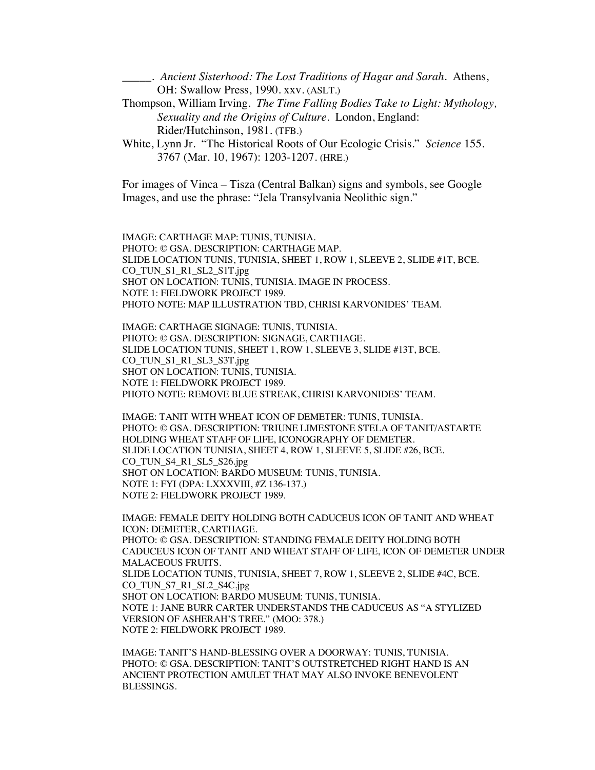_____. *Ancient Sisterhood: The Lost Traditions of Hagar and Sarah*. Athens, OH: Swallow Press, 1990. xxv. (ASLT.)

Thompson, William Irving. *The Time Falling Bodies Take to Light: Mythology, Sexuality and the Origins of Culture*. London, England: Rider/Hutchinson, 1981. (TFB.)

White, Lynn Jr. "The Historical Roots of Our Ecologic Crisis." *Science* 155. 3767 (Mar. 10, 1967): 1203-1207. (HRE.)

For images of Vinca – Tisza (Central Balkan) signs and symbols, see Google Images, and use the phrase: "Jela Transylvania Neolithic sign."

IMAGE: CARTHAGE MAP: TUNIS, TUNISIA.
PHOTO: © GSA. DESCRIPTION: CARTHAGE MAP.
SLIDE LOCATION TUNIS, TUNISIA, SHEET 1, ROW 1, SLEEVE 2, SLIDE #1T, BCE.
CO_TUN_S1_R1_SL2_S1T.jpg
SHOT ON LOCATION: TUNIS, TUNISIA. IMAGE IN PROCESS.
NOTE 1: FIELDWORK PROJECT 1989.
PHOTO NOTE: MAP ILLUSTRATION TBD, CHRISI KARVONIDES' TEAM.

IMAGE: CARTHAGE SIGNAGE: TUNIS, TUNISIA.
PHOTO: © GSA. DESCRIPTION: SIGNAGE, CARTHAGE.
SLIDE LOCATION TUNIS, SHEET 1, ROW 1, SLEEVE 3, SLIDE #13T, BCE.
CO_TUN_S1_R1_SL3_S3T.jpg
SHOT ON LOCATION: TUNIS, TUNISIA.
NOTE 1: FIELDWORK PROJECT 1989.
PHOTO NOTE: REMOVE BLUE STREAK, CHRISI KARVONIDES' TEAM.

IMAGE: TANIT WITH WHEAT ICON OF DEMETER: TUNIS, TUNISIA.
PHOTO: © GSA. DESCRIPTION: TRIUNE LIMESTONE STELA OF TANIT/ASTARTE HOLDING WHEAT STAFF OF LIFE, ICONOGRAPHY OF DEMETER.
SLIDE LOCATION TUNISIA, SHEET 4, ROW 1, SLEEVE 5, SLIDE #26, BCE.
CO_TUN_S4_R1_SL5_S26.jpg
SHOT ON LOCATION: BARDO MUSEUM: TUNIS, TUNISIA.
NOTE 1: FYI (DPA: LXXXVIII, #Z 136-137.)
NOTE 2: FIELDWORK PROJECT 1989.

IMAGE: FEMALE DEITY HOLDING BOTH CADUCEUS ICON OF TANIT AND WHEAT ICON: DEMETER, CARTHAGE.
PHOTO: © GSA. DESCRIPTION: STANDING FEMALE DEITY HOLDING BOTH CADUCEUS ICON OF TANIT AND WHEAT STAFF OF LIFE, ICON OF DEMETER UNDER MALACEOUS FRUITS.
SLIDE LOCATION TUNIS, TUNISIA, SHEET 7, ROW 1, SLEEVE 2, SLIDE #4C, BCE.
CO_TUN_S7_R1_SL2_S4C.jpg
SHOT ON LOCATION: BARDO MUSEUM: TUNIS, TUNISIA.
NOTE 1: JANE BURR CARTER UNDERSTANDS THE CADUCEUS AS "A STYLIZED VERSION OF ASHERAH'S TREE." (MOO: 378.)
NOTE 2: FIELDWORK PROJECT 1989.

IMAGE: TANIT'S HAND-BLESSING OVER A DOORWAY: TUNIS, TUNISIA.
PHOTO: © GSA. DESCRIPTION: TANIT'S OUTSTRETCHED RIGHT HAND IS AN ANCIENT PROTECTION AMULET THAT MAY ALSO INVOKE BENEVOLENT BLESSINGS.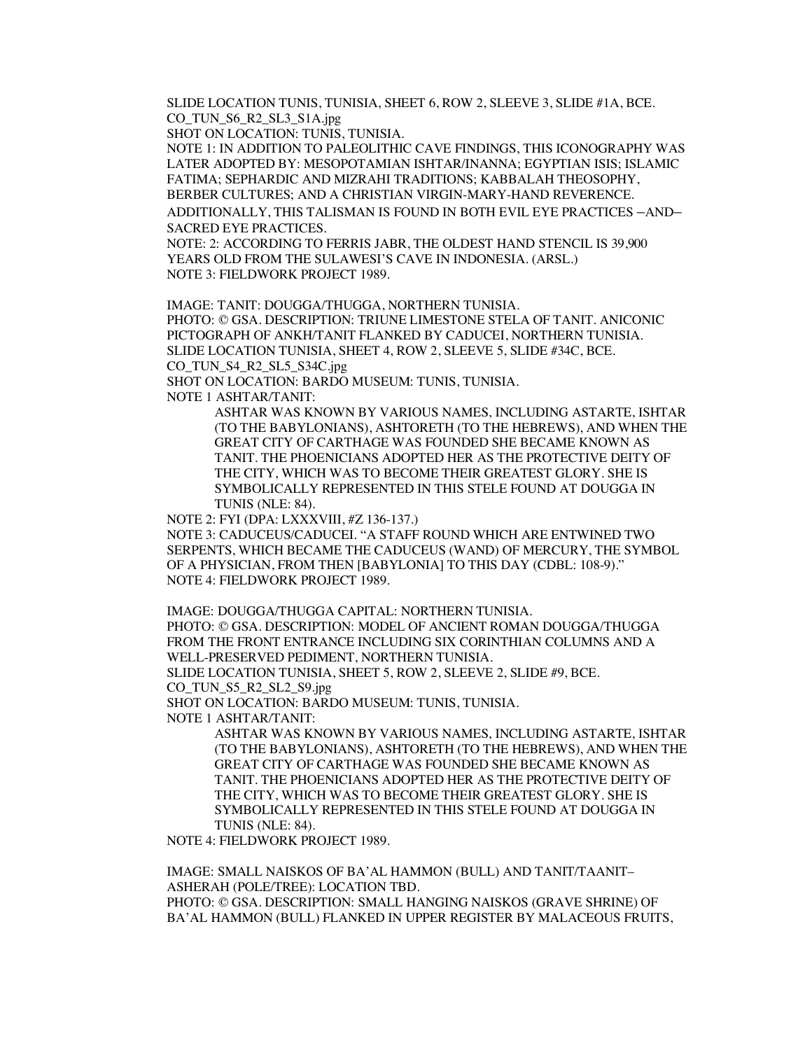SLIDE LOCATION TUNIS, TUNISIA, SHEET 6, ROW 2, SLEEVE 3, SLIDE #1A, BCE.
CO_TUN_S6_R2_SL3_S1A.jpg
SHOT ON LOCATION: TUNIS, TUNISIA.
NOTE 1: IN ADDITION TO PALEOLITHIC CAVE FINDINGS, THIS ICONOGRAPHY WAS LATER ADOPTED BY: MESOPOTAMIAN ISHTAR/INANNA; EGYPTIAN ISIS; ISLAMIC FATIMA; SEPHARDIC AND MIZRAHI TRADITIONS; KABBALAH THEOSOPHY, BERBER CULTURES; AND A CHRISTIAN VIRGIN-MARY-HAND REVERENCE. ADDITIONALLY, THIS TALISMAN IS FOUND IN BOTH EVIL EYE PRACTICES –AND– SACRED EYE PRACTICES.
NOTE: 2: ACCORDING TO FERRIS JABR, THE OLDEST HAND STENCIL IS 39,900 YEARS OLD FROM THE SULAWESI'S CAVE IN INDONESIA. (ARSL.)
NOTE 3: FIELDWORK PROJECT 1989.

IMAGE: TANIT: DOUGGA/THUGGA, NORTHERN TUNISIA.
PHOTO: © GSA. DESCRIPTION: TRIUNE LIMESTONE STELA OF TANIT. ANICONIC PICTOGRAPH OF ANKH/TANIT FLANKED BY CADUCEI, NORTHERN TUNISIA.
SLIDE LOCATION TUNISIA, SHEET 4, ROW 2, SLEEVE 5, SLIDE #34C, BCE.
CO_TUN_S4_R2_SL5_S34C.jpg
SHOT ON LOCATION: BARDO MUSEUM: TUNIS, TUNISIA.
NOTE 1 ASHTAR/TANIT:

> ASHTAR WAS KNOWN BY VARIOUS NAMES, INCLUDING ASTARTE, ISHTAR (TO THE BABYLONIANS), ASHTORETH (TO THE HEBREWS), AND WHEN THE GREAT CITY OF CARTHAGE WAS FOUNDED SHE BECAME KNOWN AS TANIT. THE PHOENICIANS ADOPTED HER AS THE PROTECTIVE DEITY OF THE CITY, WHICH WAS TO BECOME THEIR GREATEST GLORY. SHE IS SYMBOLICALLY REPRESENTED IN THIS STELE FOUND AT DOUGGA IN TUNIS (NLE: 84).

NOTE 2: FYI (DPA: LXXXVIII, #Z 136-137.)
NOTE 3: CADUCEUS/CADUCEI. "A STAFF ROUND WHICH ARE ENTWINED TWO SERPENTS, WHICH BECAME THE CADUCEUS (WAND) OF MERCURY, THE SYMBOL OF A PHYSICIAN, FROM THEN [BABYLONIA] TO THIS DAY (CDBL: 108-9)."
NOTE 4: FIELDWORK PROJECT 1989.

IMAGE: DOUGGA/THUGGA CAPITAL: NORTHERN TUNISIA.
PHOTO: © GSA. DESCRIPTION: MODEL OF ANCIENT ROMAN DOUGGA/THUGGA FROM THE FRONT ENTRANCE INCLUDING SIX CORINTHIAN COLUMNS AND A WELL-PRESERVED PEDIMENT, NORTHERN TUNISIA.
SLIDE LOCATION TUNISIA, SHEET 5, ROW 2, SLEEVE 2, SLIDE #9, BCE.
CO_TUN_S5_R2_SL2_S9.jpg
SHOT ON LOCATION: BARDO MUSEUM: TUNIS, TUNISIA.
NOTE 1 ASHTAR/TANIT:

> ASHTAR WAS KNOWN BY VARIOUS NAMES, INCLUDING ASTARTE, ISHTAR (TO THE BABYLONIANS), ASHTORETH (TO THE HEBREWS), AND WHEN THE GREAT CITY OF CARTHAGE WAS FOUNDED SHE BECAME KNOWN AS TANIT. THE PHOENICIANS ADOPTED HER AS THE PROTECTIVE DEITY OF THE CITY, WHICH WAS TO BECOME THEIR GREATEST GLORY. SHE IS SYMBOLICALLY REPRESENTED IN THIS STELE FOUND AT DOUGGA IN TUNIS (NLE: 84).

NOTE 4: FIELDWORK PROJECT 1989.

IMAGE: SMALL NAISKOS OF BA'AL HAMMON (BULL) AND TANIT/TAANIT–ASHERAH (POLE/TREE): LOCATION TBD.
PHOTO: © GSA. DESCRIPTION: SMALL HANGING NAISKOS (GRAVE SHRINE) OF BA'AL HAMMON (BULL) FLANKED IN UPPER REGISTER BY MALACEOUS FRUITS,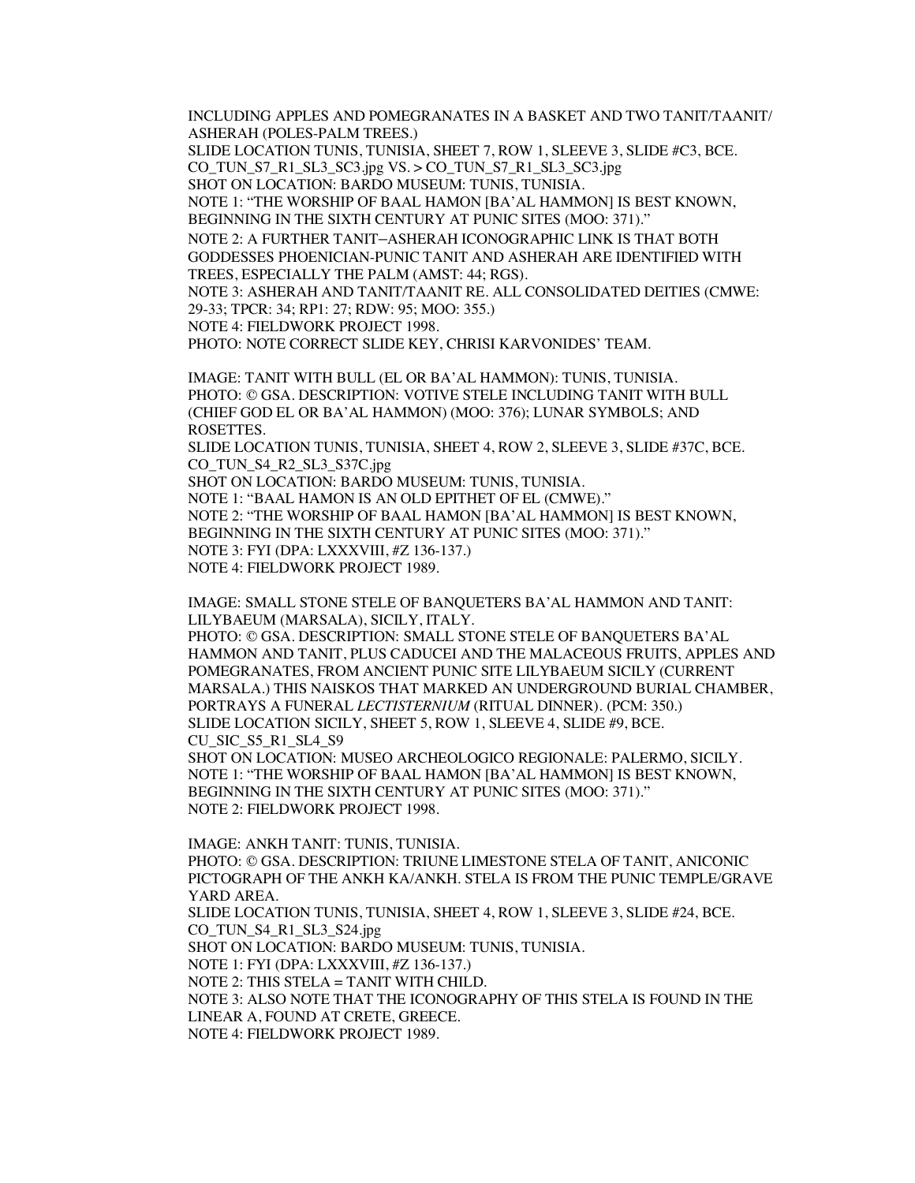INCLUDING APPLES AND POMEGRANATES IN A BASKET AND TWO TANIT/TAANIT/ ASHERAH (POLES-PALM TREES.)
SLIDE LOCATION TUNIS, TUNISIA, SHEET 7, ROW 1, SLEEVE 3, SLIDE #C3, BCE.
CO_TUN_S7_R1_SL3_SC3.jpg VS. > CO_TUN_S7_R1_SL3_SC3.jpg
SHOT ON LOCATION: BARDO MUSEUM: TUNIS, TUNISIA.
NOTE 1: "THE WORSHIP OF BAAL HAMON [BA'AL HAMMON] IS BEST KNOWN, BEGINNING IN THE SIXTH CENTURY AT PUNIC SITES (MOO: 371)."
NOTE 2: A FURTHER TANIT–ASHERAH ICONOGRAPHIC LINK IS THAT BOTH GODDESSES PHOENICIAN-PUNIC TANIT AND ASHERAH ARE IDENTIFIED WITH TREES, ESPECIALLY THE PALM (AMST: 44; RGS).
NOTE 3: ASHERAH AND TANIT/TAANIT RE. ALL CONSOLIDATED DEITIES (CMWE: 29-33; TPCR: 34; RP1: 27; RDW: 95; MOO: 355.)
NOTE 4: FIELDWORK PROJECT 1998.
PHOTO: NOTE CORRECT SLIDE KEY, CHRISI KARVONIDES' TEAM.

IMAGE: TANIT WITH BULL (EL OR BA'AL HAMMON): TUNIS, TUNISIA.
PHOTO: © GSA. DESCRIPTION: VOTIVE STELE INCLUDING TANIT WITH BULL (CHIEF GOD EL OR BA'AL HAMMON) (MOO: 376); LUNAR SYMBOLS; AND ROSETTES.
SLIDE LOCATION TUNIS, TUNISIA, SHEET 4, ROW 2, SLEEVE 3, SLIDE #37C, BCE.
CO_TUN_S4_R2_SL3_S37C.jpg
SHOT ON LOCATION: BARDO MUSEUM: TUNIS, TUNISIA.
NOTE 1: "BAAL HAMON IS AN OLD EPITHET OF EL (CMWE)."
NOTE 2: "THE WORSHIP OF BAAL HAMON [BA'AL HAMMON] IS BEST KNOWN, BEGINNING IN THE SIXTH CENTURY AT PUNIC SITES (MOO: 371)."
NOTE 3: FYI (DPA: LXXXVIII, #Z 136-137.)
NOTE 4: FIELDWORK PROJECT 1989.

IMAGE: SMALL STONE STELE OF BANQUETERS BA'AL HAMMON AND TANIT: LILYBAEUM (MARSALA), SICILY, ITALY.
PHOTO: © GSA. DESCRIPTION: SMALL STONE STELE OF BANQUETERS BA'AL HAMMON AND TANIT, PLUS CADUCEI AND THE MALACEOUS FRUITS, APPLES AND POMEGRANATES, FROM ANCIENT PUNIC SITE LILYBAEUM SICILY (CURRENT MARSALA.) THIS NAISKOS THAT MARKED AN UNDERGROUND BURIAL CHAMBER, PORTRAYS A FUNERAL *LECTISTERNIUM* (RITUAL DINNER). (PCM: 350.)
SLIDE LOCATION SICILY, SHEET 5, ROW 1, SLEEVE 4, SLIDE #9, BCE.
CU_SIC_S5_R1_SL4_S9
SHOT ON LOCATION: MUSEO ARCHEOLOGICO REGIONALE: PALERMO, SICILY.
NOTE 1: "THE WORSHIP OF BAAL HAMON [BA'AL HAMMON] IS BEST KNOWN, BEGINNING IN THE SIXTH CENTURY AT PUNIC SITES (MOO: 371)."
NOTE 2: FIELDWORK PROJECT 1998.

IMAGE: ANKH TANIT: TUNIS, TUNISIA.
PHOTO: © GSA. DESCRIPTION: TRIUNE LIMESTONE STELA OF TANIT, ANICONIC PICTOGRAPH OF THE ANKH KA/ANKH. STELA IS FROM THE PUNIC TEMPLE/GRAVE YARD AREA.
SLIDE LOCATION TUNIS, TUNISIA, SHEET 4, ROW 1, SLEEVE 3, SLIDE #24, BCE.
CO_TUN_S4_R1_SL3_S24.jpg
SHOT ON LOCATION: BARDO MUSEUM: TUNIS, TUNISIA.
NOTE 1: FYI (DPA: LXXXVIII, #Z 136-137.)
NOTE 2: THIS STELA = TANIT WITH CHILD.
NOTE 3: ALSO NOTE THAT THE ICONOGRAPHY OF THIS STELA IS FOUND IN THE LINEAR A, FOUND AT CRETE, GREECE.
NOTE 4: FIELDWORK PROJECT 1989.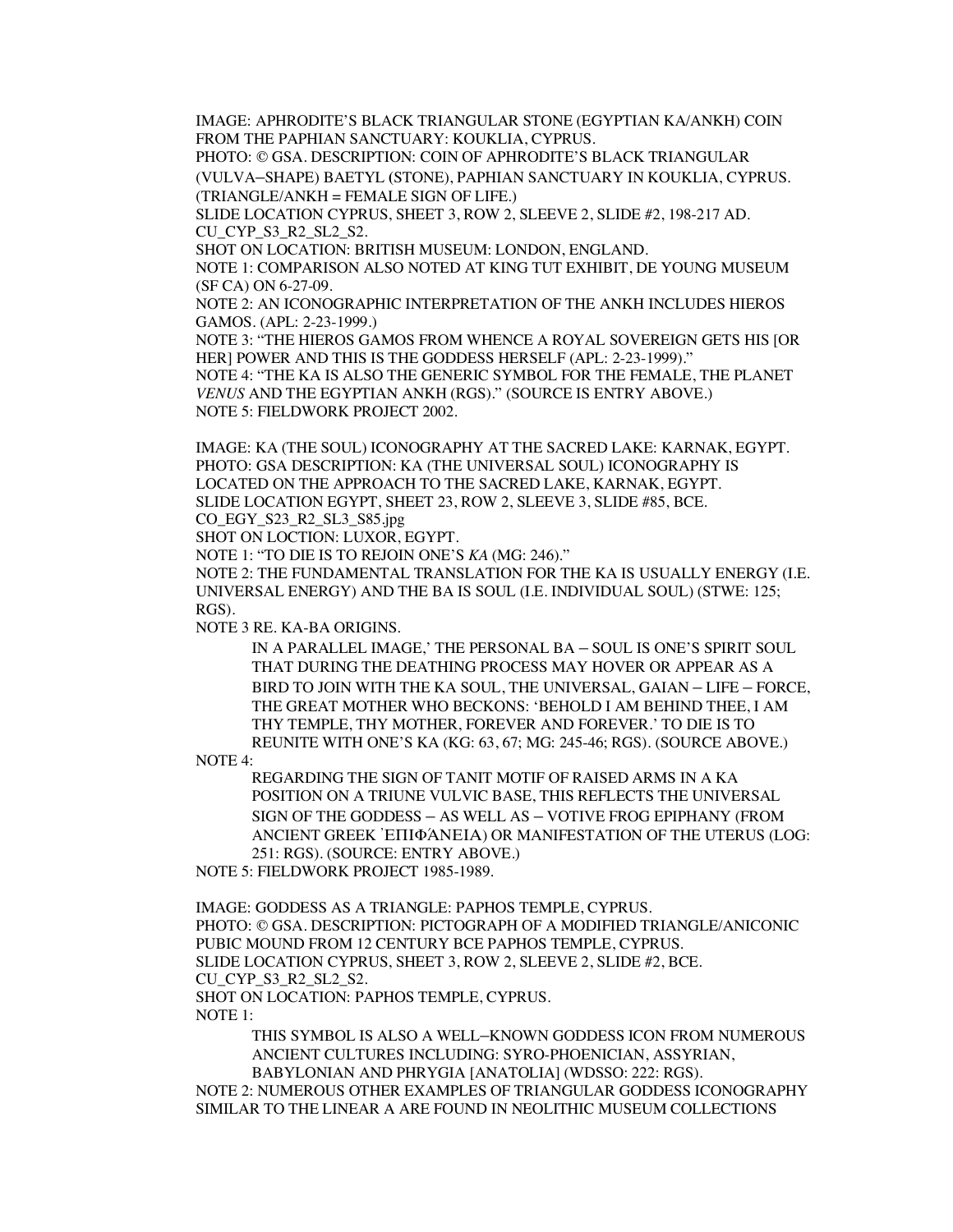IMAGE: APHRODITE'S BLACK TRIANGULAR STONE (EGYPTIAN KA/ANKH) COIN FROM THE PAPHIAN SANCTUARY: KOUKLIA, CYPRUS.
PHOTO: © GSA. DESCRIPTION: COIN OF APHRODITE'S BLACK TRIANGULAR (VULVA–SHAPE) BAETYL (STONE), PAPHIAN SANCTUARY IN KOUKLIA, CYPRUS. (TRIANGLE/ANKH = FEMALE SIGN OF LIFE.)
SLIDE LOCATION CYPRUS, SHEET 3, ROW 2, SLEEVE 2, SLIDE #2, 198-217 AD. CU_CYP_S3_R2_SL2_S2.
SHOT ON LOCATION: BRITISH MUSEUM: LONDON, ENGLAND.
NOTE 1: COMPARISON ALSO NOTED AT KING TUT EXHIBIT, DE YOUNG MUSEUM (SF CA) ON 6-27-09.
NOTE 2: AN ICONOGRAPHIC INTERPRETATION OF THE ANKH INCLUDES HIEROS GAMOS. (APL: 2-23-1999.)
NOTE 3: "THE HIEROS GAMOS FROM WHENCE A ROYAL SOVEREIGN GETS HIS [OR HER] POWER AND THIS IS THE GODDESS HERSELF (APL: 2-23-1999)."
NOTE 4: "THE KA IS ALSO THE GENERIC SYMBOL FOR THE FEMALE, THE PLANET *VENUS* AND THE EGYPTIAN ANKH (RGS)." (SOURCE IS ENTRY ABOVE.)
NOTE 5: FIELDWORK PROJECT 2002.

IMAGE: KA (THE SOUL) ICONOGRAPHY AT THE SACRED LAKE: KARNAK, EGYPT.
PHOTO: GSA DESCRIPTION: KA (THE UNIVERSAL SOUL) ICONOGRAPHY IS LOCATED ON THE APPROACH TO THE SACRED LAKE, KARNAK, EGYPT.
SLIDE LOCATION EGYPT, SHEET 23, ROW 2, SLEEVE 3, SLIDE #85, BCE. CO_EGY_S23_R2_SL3_S85.jpg
SHOT ON LOCTION: LUXOR, EGYPT.
NOTE 1: "TO DIE IS TO REJOIN ONE'S *KA* (MG: 246)."
NOTE 2: THE FUNDAMENTAL TRANSLATION FOR THE KA IS USUALLY ENERGY (I.E. UNIVERSAL ENERGY) AND THE BA IS SOUL (I.E. INDIVIDUAL SOUL) (STWE: 125; RGS).
NOTE 3 RE. KA-BA ORIGINS.

> IN A PARALLEL IMAGE,' THE PERSONAL BA – SOUL IS ONE'S SPIRIT SOUL THAT DURING THE DEATHING PROCESS MAY HOVER OR APPEAR AS A BIRD TO JOIN WITH THE KA SOUL, THE UNIVERSAL, GAIAN – LIFE – FORCE, THE GREAT MOTHER WHO BECKONS: 'BEHOLD I AM BEHIND THEE, I AM THY TEMPLE, THY MOTHER, FOREVER AND FOREVER.' TO DIE IS TO REUNITE WITH ONE'S KA (KG: 63, 67; MG: 245-46; RGS). (SOURCE ABOVE.)

NOTE 4:

> REGARDING THE SIGN OF TANIT MOTIF OF RAISED ARMS IN A KA POSITION ON A TRIUNE VULVIC BASE, THIS REFLECTS THE UNIVERSAL SIGN OF THE GODDESS – AS WELL AS – VOTIVE FROG EPIPHANY (FROM ANCIENT GREEK ̓ΕΠΙΦΆΝΕΙΑ) OR MANIFESTATION OF THE UTERUS (LOG: 251: RGS). (SOURCE: ENTRY ABOVE.)

NOTE 5: FIELDWORK PROJECT 1985-1989.

IMAGE: GODDESS AS A TRIANGLE: PAPHOS TEMPLE, CYPRUS.
PHOTO: © GSA. DESCRIPTION: PICTOGRAPH OF A MODIFIED TRIANGLE/ANICONIC PUBIC MOUND FROM 12 CENTURY BCE PAPHOS TEMPLE, CYPRUS.
SLIDE LOCATION CYPRUS, SHEET 3, ROW 2, SLEEVE 2, SLIDE #2, BCE. CU_CYP_S3_R2_SL2_S2.
SHOT ON LOCATION: PAPHOS TEMPLE, CYPRUS.
NOTE 1:

> THIS SYMBOL IS ALSO A WELL–KNOWN GODDESS ICON FROM NUMEROUS ANCIENT CULTURES INCLUDING: SYRO-PHOENICIAN, ASSYRIAN, BABYLONIAN AND PHRYGIA [ANATOLIA] (WDSSO: 222: RGS).

NOTE 2: NUMEROUS OTHER EXAMPLES OF TRIANGULAR GODDESS ICONOGRAPHY SIMILAR TO THE LINEAR A ARE FOUND IN NEOLITHIC MUSEUM COLLECTIONS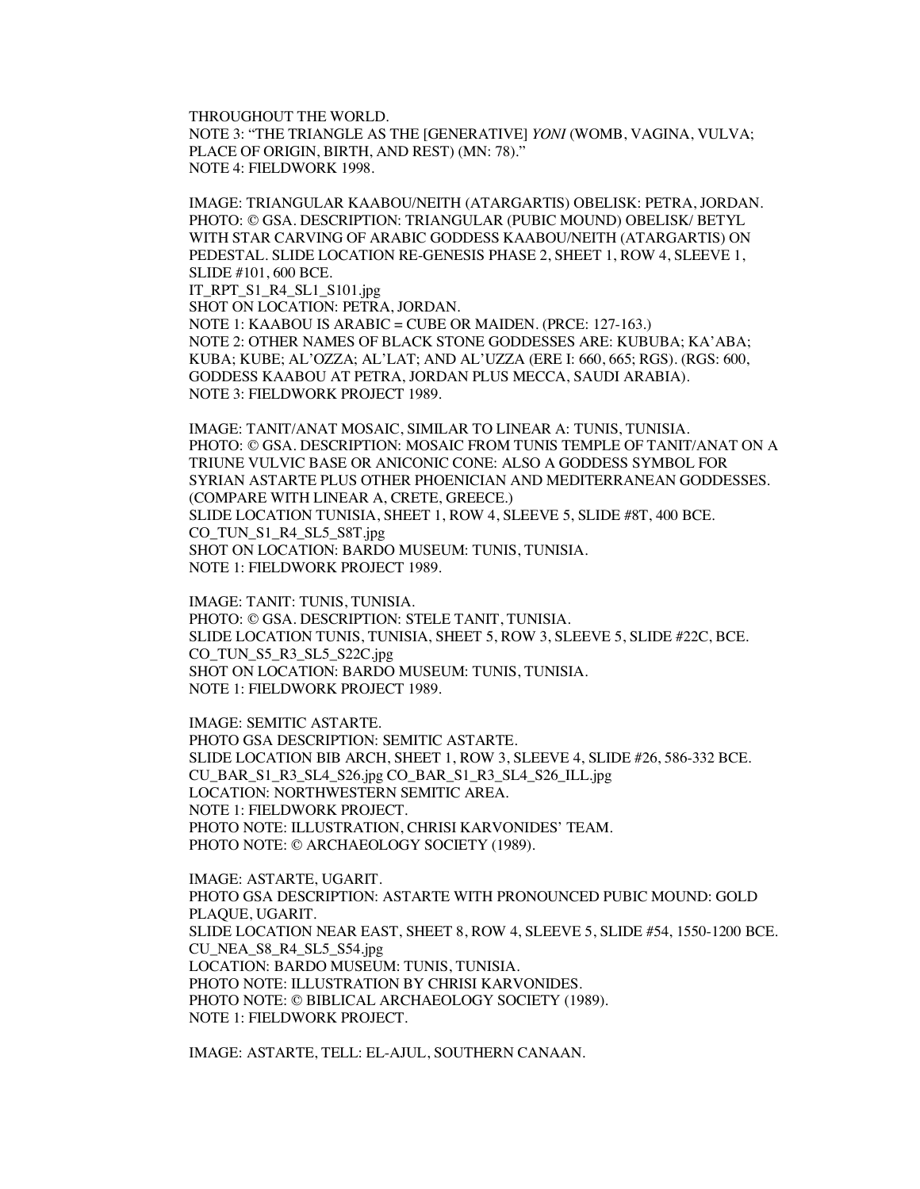THROUGHOUT THE WORLD.
NOTE 3: "THE TRIANGLE AS THE [GENERATIVE] *YONI* (WOMB, VAGINA, VULVA; PLACE OF ORIGIN, BIRTH, AND REST) (MN: 78)."
NOTE 4: FIELDWORK 1998.

IMAGE: TRIANGULAR KAABOU/NEITH (ATARGARTIS) OBELISK: PETRA, JORDAN.
PHOTO: © GSA. DESCRIPTION: TRIANGULAR (PUBIC MOUND) OBELISK/ BETYL WITH STAR CARVING OF ARABIC GODDESS KAABOU/NEITH (ATARGARTIS) ON PEDESTAL. SLIDE LOCATION RE-GENESIS PHASE 2, SHEET 1, ROW 4, SLEEVE 1, SLIDE #101, 600 BCE.
IT_RPT_S1_R4_SL1_S101.jpg
SHOT ON LOCATION: PETRA, JORDAN.
NOTE 1: KAABOU IS ARABIC = CUBE OR MAIDEN. (PRCE: 127-163.)
NOTE 2: OTHER NAMES OF BLACK STONE GODDESSES ARE: KUBUBA; KA'ABA; KUBA; KUBE; AL'OZZA; AL'LAT; AND AL'UZZA (ERE I: 660, 665; RGS). (RGS: 600, GODDESS KAABOU AT PETRA, JORDAN PLUS MECCA, SAUDI ARABIA).
NOTE 3: FIELDWORK PROJECT 1989.

IMAGE: TANIT/ANAT MOSAIC, SIMILAR TO LINEAR A: TUNIS, TUNISIA.
PHOTO: © GSA. DESCRIPTION: MOSAIC FROM TUNIS TEMPLE OF TANIT/ANAT ON A TRIUNE VULVIC BASE OR ANICONIC CONE: ALSO A GODDESS SYMBOL FOR SYRIAN ASTARTE PLUS OTHER PHOENICIAN AND MEDITERRANEAN GODDESSES. (COMPARE WITH LINEAR A, CRETE, GREECE.)
SLIDE LOCATION TUNISIA, SHEET 1, ROW 4, SLEEVE 5, SLIDE #8T, 400 BCE.
CO_TUN_S1_R4_SL5_S8T.jpg
SHOT ON LOCATION: BARDO MUSEUM: TUNIS, TUNISIA.
NOTE 1: FIELDWORK PROJECT 1989.

IMAGE: TANIT: TUNIS, TUNISIA.
PHOTO: © GSA. DESCRIPTION: STELE TANIT, TUNISIA.
SLIDE LOCATION TUNIS, TUNISIA, SHEET 5, ROW 3, SLEEVE 5, SLIDE #22C, BCE.
CO_TUN_S5_R3_SL5_S22C.jpg
SHOT ON LOCATION: BARDO MUSEUM: TUNIS, TUNISIA.
NOTE 1: FIELDWORK PROJECT 1989.

IMAGE: SEMITIC ASTARTE.
PHOTO GSA DESCRIPTION: SEMITIC ASTARTE.
SLIDE LOCATION BIB ARCH, SHEET 1, ROW 3, SLEEVE 4, SLIDE #26, 586-332 BCE.
CU_BAR_S1_R3_SL4_S26.jpg CO_BAR_S1_R3_SL4_S26_ILL.jpg
LOCATION: NORTHWESTERN SEMITIC AREA.
NOTE 1: FIELDWORK PROJECT.
PHOTO NOTE: ILLUSTRATION, CHRISI KARVONIDES' TEAM.
PHOTO NOTE: © ARCHAEOLOGY SOCIETY (1989).

IMAGE: ASTARTE, UGARIT.
PHOTO GSA DESCRIPTION: ASTARTE WITH PRONOUNCED PUBIC MOUND: GOLD PLAQUE, UGARIT.
SLIDE LOCATION NEAR EAST, SHEET 8, ROW 4, SLEEVE 5, SLIDE #54, 1550-1200 BCE.
CU_NEA_S8_R4_SL5_S54.jpg
LOCATION: BARDO MUSEUM: TUNIS, TUNISIA.
PHOTO NOTE: ILLUSTRATION BY CHRISI KARVONIDES.
PHOTO NOTE: © BIBLICAL ARCHAEOLOGY SOCIETY (1989).
NOTE 1: FIELDWORK PROJECT.

IMAGE: ASTARTE, TELL: EL-AJUL, SOUTHERN CANAAN.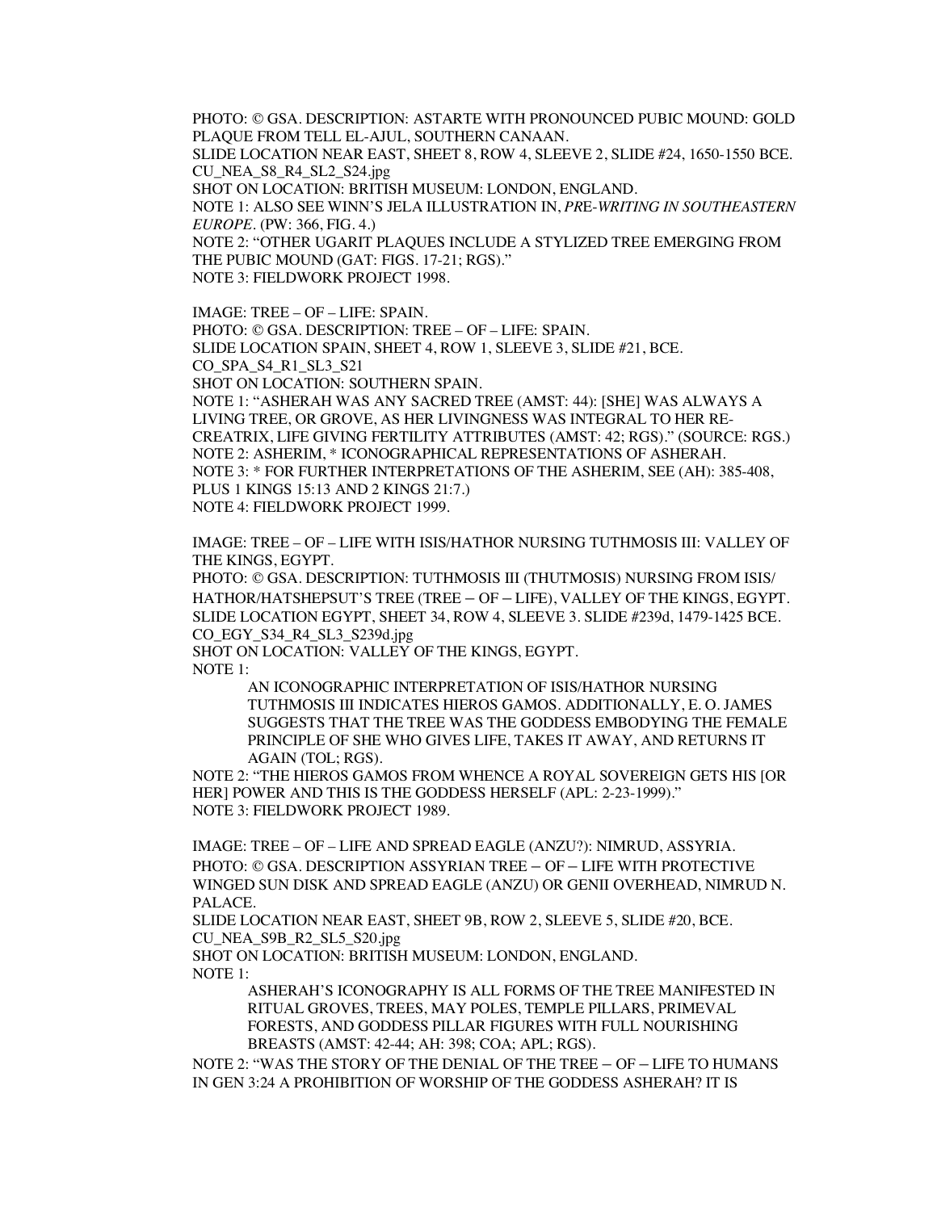PHOTO: © GSA. DESCRIPTION: ASTARTE WITH PRONOUNCED PUBIC MOUND: GOLD PLAQUE FROM TELL EL-AJUL, SOUTHERN CANAAN.
SLIDE LOCATION NEAR EAST, SHEET 8, ROW 4, SLEEVE 2, SLIDE #24, 1650-1550 BCE.
CU_NEA_S8_R4_SL2_S24.jpg
SHOT ON LOCATION: BRITISH MUSEUM: LONDON, ENGLAND.
NOTE 1: ALSO SEE WINN'S JELA ILLUSTRATION IN, *PRE-WRITING IN SOUTHEASTERN EUROPE*. (PW: 366, FIG. 4.)
NOTE 2: "OTHER UGARIT PLAQUES INCLUDE A STYLIZED TREE EMERGING FROM THE PUBIC MOUND (GAT: FIGS. 17-21; RGS)."
NOTE 3: FIELDWORK PROJECT 1998.

IMAGE: TREE – OF – LIFE: SPAIN.
PHOTO: © GSA. DESCRIPTION: TREE – OF – LIFE: SPAIN.
SLIDE LOCATION SPAIN, SHEET 4, ROW 1, SLEEVE 3, SLIDE #21, BCE.
CO_SPA_S4_R1_SL3_S21
SHOT ON LOCATION: SOUTHERN SPAIN.
NOTE 1: "ASHERAH WAS ANY SACRED TREE (AMST: 44): [SHE] WAS ALWAYS A LIVING TREE, OR GROVE, AS HER LIVINGNESS WAS INTEGRAL TO HER RE-CREATRIX, LIFE GIVING FERTILITY ATTRIBUTES (AMST: 42; RGS)." (SOURCE: RGS.)
NOTE 2: ASHERIM, * ICONOGRAPHICAL REPRESENTATIONS OF ASHERAH.
NOTE 3: * FOR FURTHER INTERPRETATIONS OF THE ASHERIM, SEE (AH): 385-408, PLUS 1 KINGS 15:13 AND 2 KINGS 21:7.)
NOTE 4: FIELDWORK PROJECT 1999.

IMAGE: TREE – OF – LIFE WITH ISIS/HATHOR NURSING TUTHMOSIS III: VALLEY OF THE KINGS, EGYPT.
PHOTO: © GSA. DESCRIPTION: TUTHMOSIS III (THUTMOSIS) NURSING FROM ISIS/ HATHOR/HATSHEPSUT'S TREE (TREE – OF – LIFE), VALLEY OF THE KINGS, EGYPT.
SLIDE LOCATION EGYPT, SHEET 34, ROW 4, SLEEVE 3. SLIDE #239d, 1479-1425 BCE.
CO_EGY_S34_R4_SL3_S239d.jpg
SHOT ON LOCATION: VALLEY OF THE KINGS, EGYPT.
NOTE 1:

> AN ICONOGRAPHIC INTERPRETATION OF ISIS/HATHOR NURSING TUTHMOSIS III INDICATES HIEROS GAMOS. ADDITIONALLY, E. O. JAMES SUGGESTS THAT THE TREE WAS THE GODDESS EMBODYING THE FEMALE PRINCIPLE OF SHE WHO GIVES LIFE, TAKES IT AWAY, AND RETURNS IT AGAIN (TOL; RGS).

NOTE 2: "THE HIEROS GAMOS FROM WHENCE A ROYAL SOVEREIGN GETS HIS [OR HER] POWER AND THIS IS THE GODDESS HERSELF (APL: 2-23-1999)."
NOTE 3: FIELDWORK PROJECT 1989.

IMAGE: TREE – OF – LIFE AND SPREAD EAGLE (ANZU?): NIMRUD, ASSYRIA.
PHOTO: © GSA. DESCRIPTION ASSYRIAN TREE – OF – LIFE WITH PROTECTIVE WINGED SUN DISK AND SPREAD EAGLE (ANZU) OR GENII OVERHEAD, NIMRUD N. PALACE.
SLIDE LOCATION NEAR EAST, SHEET 9B, ROW 2, SLEEVE 5, SLIDE #20, BCE.
CU_NEA_S9B_R2_SL5_S20.jpg
SHOT ON LOCATION: BRITISH MUSEUM: LONDON, ENGLAND.
NOTE 1:

> ASHERAH'S ICONOGRAPHY IS ALL FORMS OF THE TREE MANIFESTED IN RITUAL GROVES, TREES, MAY POLES, TEMPLE PILLARS, PRIMEVAL FORESTS, AND GODDESS PILLAR FIGURES WITH FULL NOURISHING BREASTS (AMST: 42-44; AH: 398; COA; APL; RGS).

NOTE 2: "WAS THE STORY OF THE DENIAL OF THE TREE – OF – LIFE TO HUMANS IN GEN 3:24 A PROHIBITION OF WORSHIP OF THE GODDESS ASHERAH? IT IS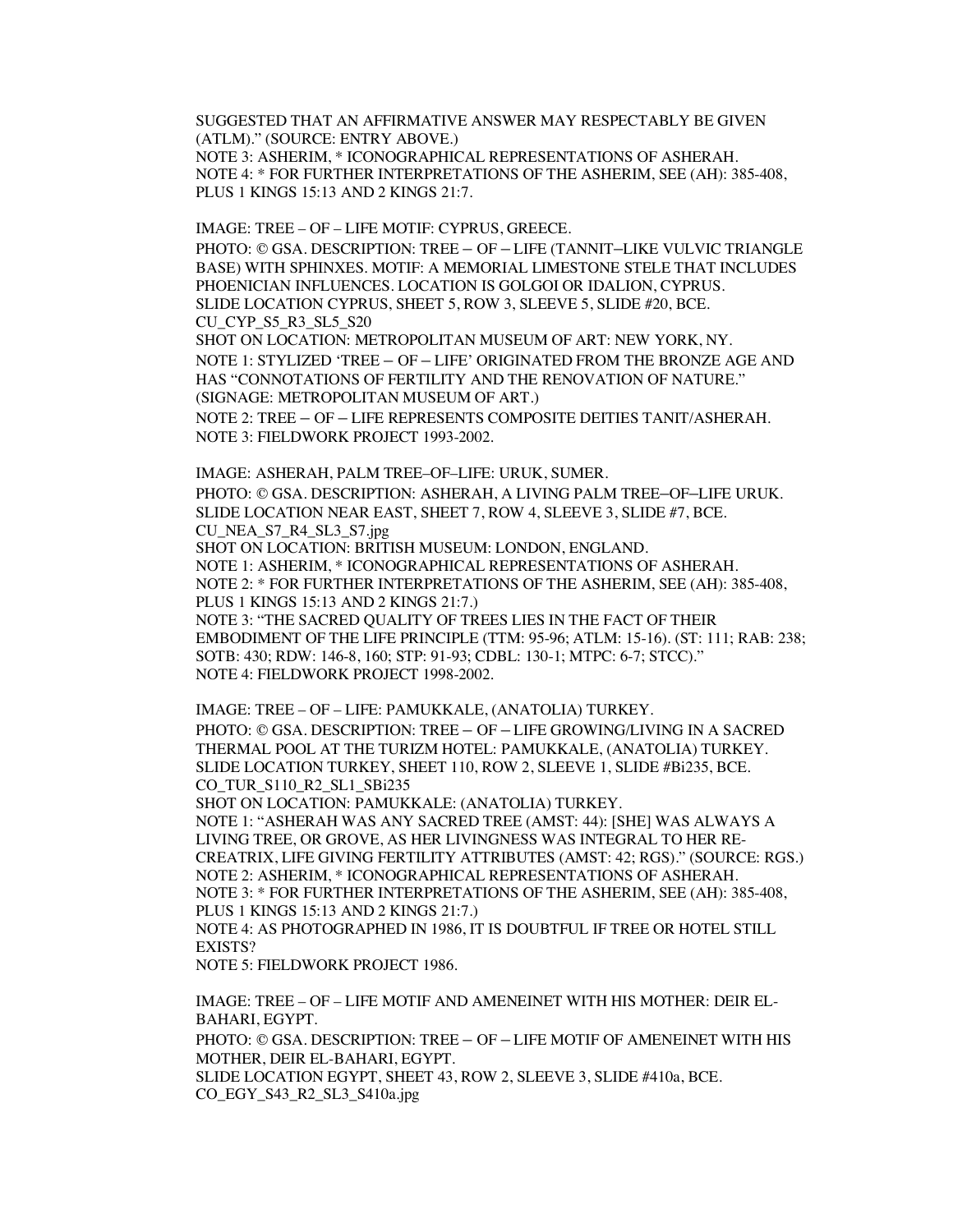SUGGESTED THAT AN AFFIRMATIVE ANSWER MAY RESPECTABLY BE GIVEN (ATLM)." (SOURCE: ENTRY ABOVE.)
NOTE 3: ASHERIM, * ICONOGRAPHICAL REPRESENTATIONS OF ASHERAH.
NOTE 4: * FOR FURTHER INTERPRETATIONS OF THE ASHERIM, SEE (AH): 385-408, PLUS 1 KINGS 15:13 AND 2 KINGS 21:7.

IMAGE: TREE – OF – LIFE MOTIF: CYPRUS, GREECE.
PHOTO: © GSA. DESCRIPTION: TREE – OF – LIFE (TANNIT–LIKE VULVIC TRIANGLE BASE) WITH SPHINXES. MOTIF: A MEMORIAL LIMESTONE STELE THAT INCLUDES PHOENICIAN INFLUENCES. LOCATION IS GOLGOI OR IDALION, CYPRUS.
SLIDE LOCATION CYPRUS, SHEET 5, ROW 3, SLEEVE 5, SLIDE #20, BCE.
CU_CYP_S5_R3_SL5_S20
SHOT ON LOCATION: METROPOLITAN MUSEUM OF ART: NEW YORK, NY.
NOTE 1: STYLIZED 'TREE – OF – LIFE' ORIGINATED FROM THE BRONZE AGE AND HAS "CONNOTATIONS OF FERTILITY AND THE RENOVATION OF NATURE." (SIGNAGE: METROPOLITAN MUSEUM OF ART.)
NOTE 2: TREE – OF – LIFE REPRESENTS COMPOSITE DEITIES TANIT/ASHERAH.
NOTE 3: FIELDWORK PROJECT 1993-2002.

IMAGE: ASHERAH, PALM TREE–OF–LIFE: URUK, SUMER.
PHOTO: © GSA. DESCRIPTION: ASHERAH, A LIVING PALM TREE–OF–LIFE URUK.
SLIDE LOCATION NEAR EAST, SHEET 7, ROW 4, SLEEVE 3, SLIDE #7, BCE.
CU_NEA_S7_R4_SL3_S7.jpg
SHOT ON LOCATION: BRITISH MUSEUM: LONDON, ENGLAND.
NOTE 1: ASHERIM, * ICONOGRAPHICAL REPRESENTATIONS OF ASHERAH.
NOTE 2: * FOR FURTHER INTERPRETATIONS OF THE ASHERIM, SEE (AH): 385-408, PLUS 1 KINGS 15:13 AND 2 KINGS 21:7.)
NOTE 3: "THE SACRED QUALITY OF TREES LIES IN THE FACT OF THEIR EMBODIMENT OF THE LIFE PRINCIPLE (TTM: 95-96; ATLM: 15-16). (ST: 111; RAB: 238; SOTB: 430; RDW: 146-8, 160; STP: 91-93; CDBL: 130-1; MTPC: 6-7; STCC)."
NOTE 4: FIELDWORK PROJECT 1998-2002.

IMAGE: TREE – OF – LIFE: PAMUKKALE, (ANATOLIA) TURKEY.
PHOTO: © GSA. DESCRIPTION: TREE – OF – LIFE GROWING/LIVING IN A SACRED THERMAL POOL AT THE TURIZM HOTEL: PAMUKKALE, (ANATOLIA) TURKEY.
SLIDE LOCATION TURKEY, SHEET 110, ROW 2, SLEEVE 1, SLIDE #Bi235, BCE.
CO_TUR_S110_R2_SL1_SBi235
SHOT ON LOCATION: PAMUKKALE: (ANATOLIA) TURKEY.
NOTE 1: "ASHERAH WAS ANY SACRED TREE (AMST: 44): [SHE] WAS ALWAYS A LIVING TREE, OR GROVE, AS HER LIVINGNESS WAS INTEGRAL TO HER RE-CREATRIX, LIFE GIVING FERTILITY ATTRIBUTES (AMST: 42; RGS)." (SOURCE: RGS.)
NOTE 2: ASHERIM, * ICONOGRAPHICAL REPRESENTATIONS OF ASHERAH.
NOTE 3: * FOR FURTHER INTERPRETATIONS OF THE ASHERIM, SEE (AH): 385-408, PLUS 1 KINGS 15:13 AND 2 KINGS 21:7.)
NOTE 4: AS PHOTOGRAPHED IN 1986, IT IS DOUBTFUL IF TREE OR HOTEL STILL EXISTS?
NOTE 5: FIELDWORK PROJECT 1986.

IMAGE: TREE – OF – LIFE MOTIF AND AMENEINET WITH HIS MOTHER: DEIR EL-BAHARI, EGYPT.
PHOTO: © GSA. DESCRIPTION: TREE – OF – LIFE MOTIF OF AMENEINET WITH HIS MOTHER, DEIR EL-BAHARI, EGYPT.
SLIDE LOCATION EGYPT, SHEET 43, ROW 2, SLEEVE 3, SLIDE #410a, BCE.
CO_EGY_S43_R2_SL3_S410a.jpg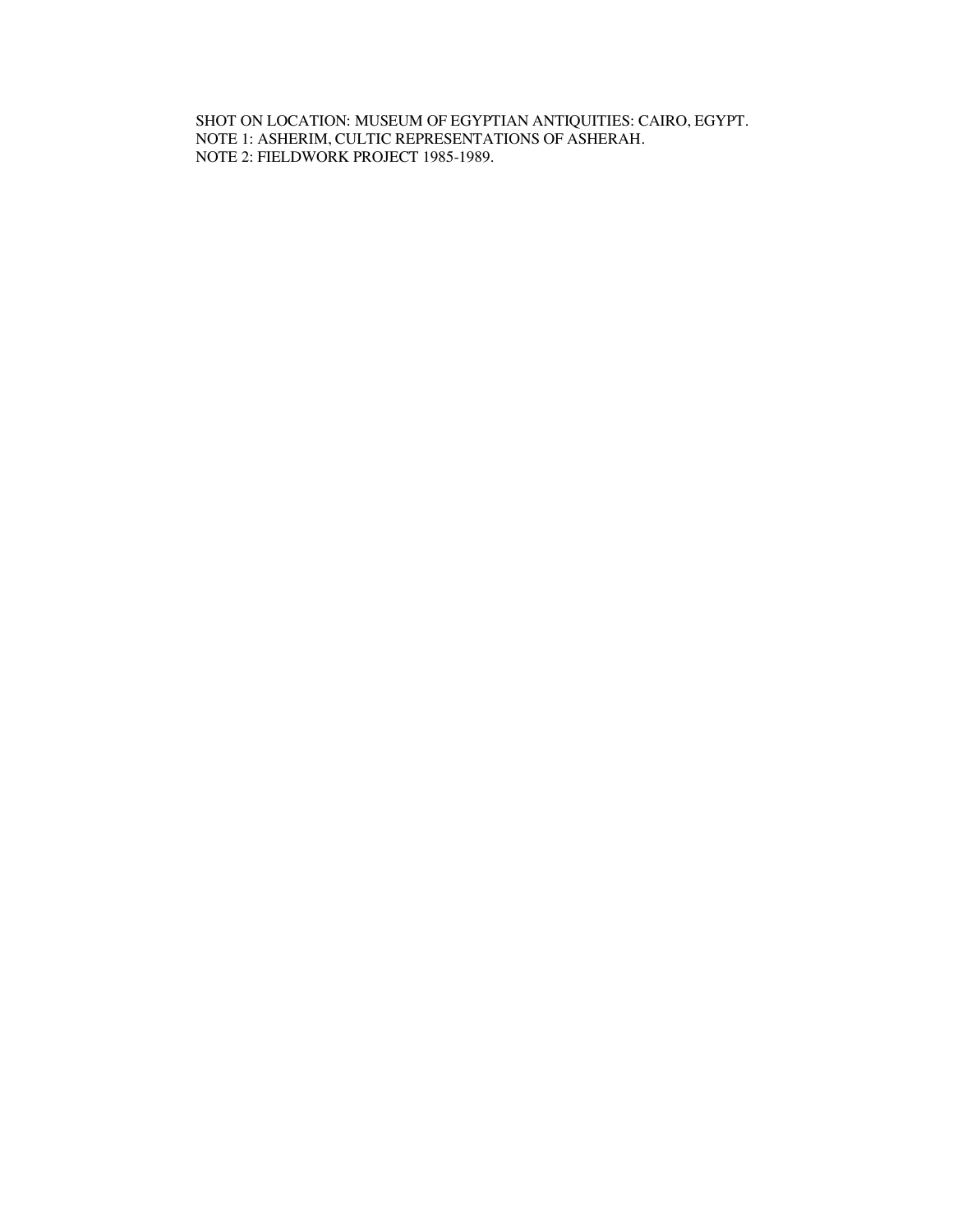SHOT ON LOCATION: MUSEUM OF EGYPTIAN ANTIQUITIES: CAIRO, EGYPT.
NOTE 1: ASHERIM, CULTIC REPRESENTATIONS OF ASHERAH.
NOTE 2: FIELDWORK PROJECT 1985-1989.